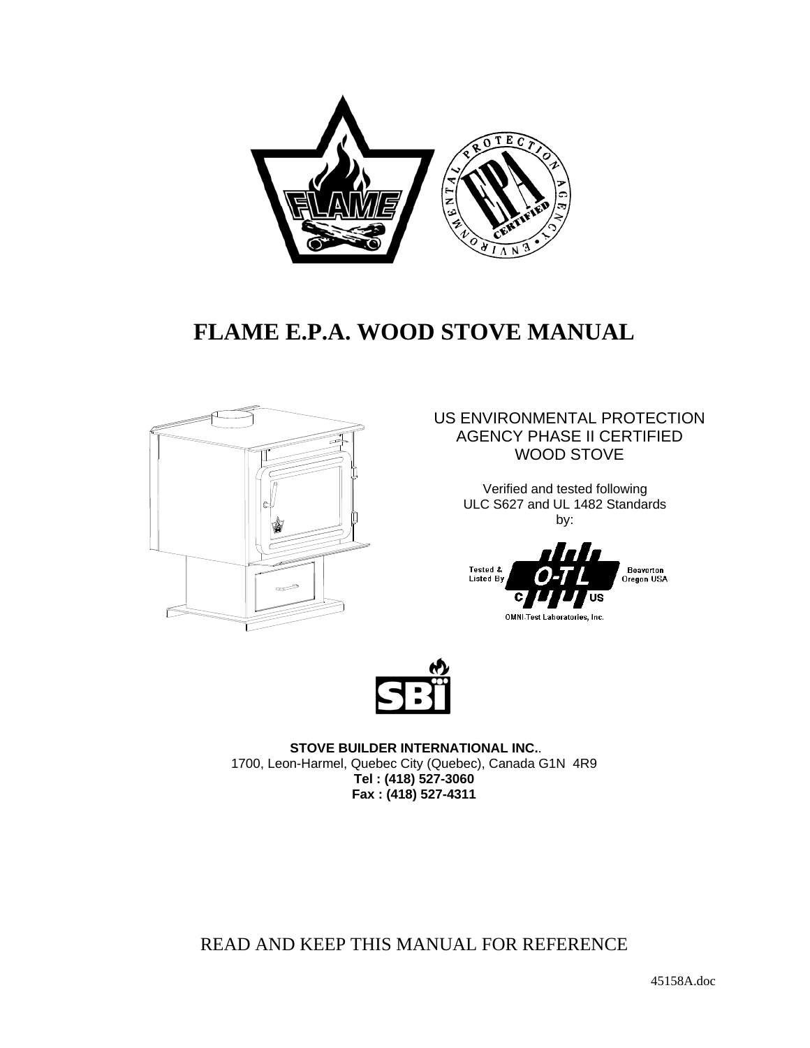# FLAME E.P.A. WOOD STOVE MANUAL

US ENVIRONMENTAL PROTECTION AGENCY PHASE II CERTIFIED WOOD STOVE

Verified and tested following ULC S627 and UL 1482 Standards by:

Tested & Listed By O-T-L Beaverton Oregon USA

OMNI-Test Laboratories, Inc.

**STOVE BUILDER INTERNATIONAL INC.**.
1700, Leon-Harmel, Quebec City (Quebec), Canada G1N 4R9
**Tel : (418) 527-3060**
**Fax : (418) 527-4311**

READ AND KEEP THIS MANUAL FOR REFERENCE

45158A.doc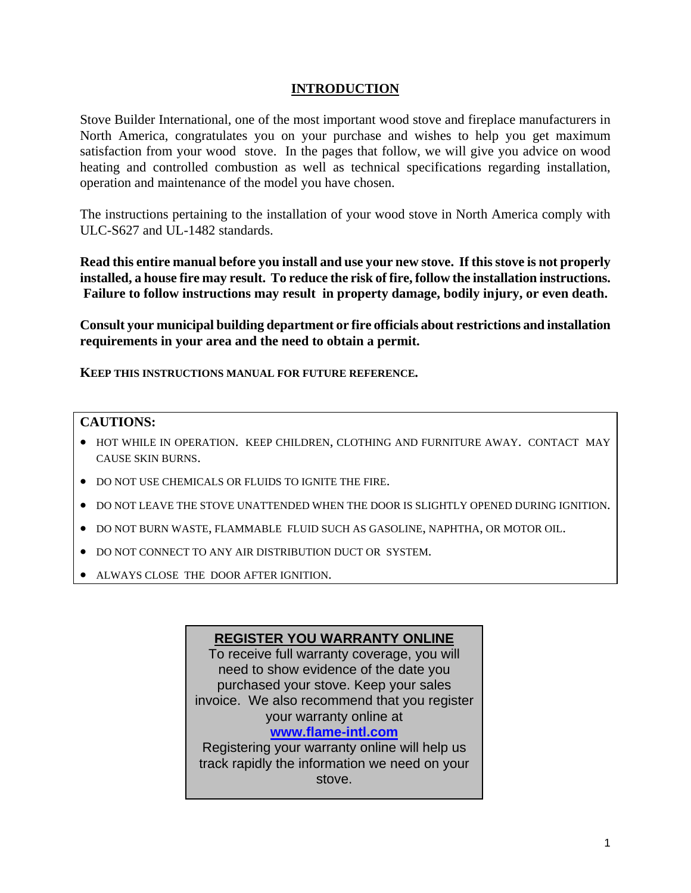# INTRODUCTION

Stove Builder International, one of the most important wood stove and fireplace manufacturers in North America, congratulates you on your purchase and wishes to help you get maximum satisfaction from your wood stove. In the pages that follow, we will give you advice on wood heating and controlled combustion as well as technical specifications regarding installation, operation and maintenance of the model you have chosen.

The instructions pertaining to the installation of your wood stove in North America comply with ULC-S627 and UL-1482 standards.

**Read this entire manual before you install and use your new stove. If this stove is not properly installed, a house fire may result. To reduce the risk of fire, follow the installation instructions. Failure to follow instructions may result in property damage, bodily injury, or even death.**

**Consult your municipal building department or fire officials about restrictions and installation requirements in your area and the need to obtain a permit.**

**KEEP THIS INSTRUCTIONS MANUAL FOR FUTURE REFERENCE.**

**CAUTIONS:**

- HOT WHILE IN OPERATION. KEEP CHILDREN, CLOTHING AND FURNITURE AWAY. CONTACT MAY CAUSE SKIN BURNS.
- DO NOT USE CHEMICALS OR FLUIDS TO IGNITE THE FIRE.
- DO NOT LEAVE THE STOVE UNATTENDED WHEN THE DOOR IS SLIGHTLY OPENED DURING IGNITION.
- DO NOT BURN WASTE, FLAMMABLE FLUID SUCH AS GASOLINE, NAPHTHA, OR MOTOR OIL.
- DO NOT CONNECT TO ANY AIR DISTRIBUTION DUCT OR SYSTEM.
- ALWAYS CLOSE THE DOOR AFTER IGNITION.

**REGISTER YOU WARRANTY ONLINE**

To receive full warranty coverage, you will need to show evidence of the date you purchased your stove. Keep your sales invoice. We also recommend that you register your warranty online at **www.flame-intl.com**

Registering your warranty online will help us track rapidly the information we need on your stove.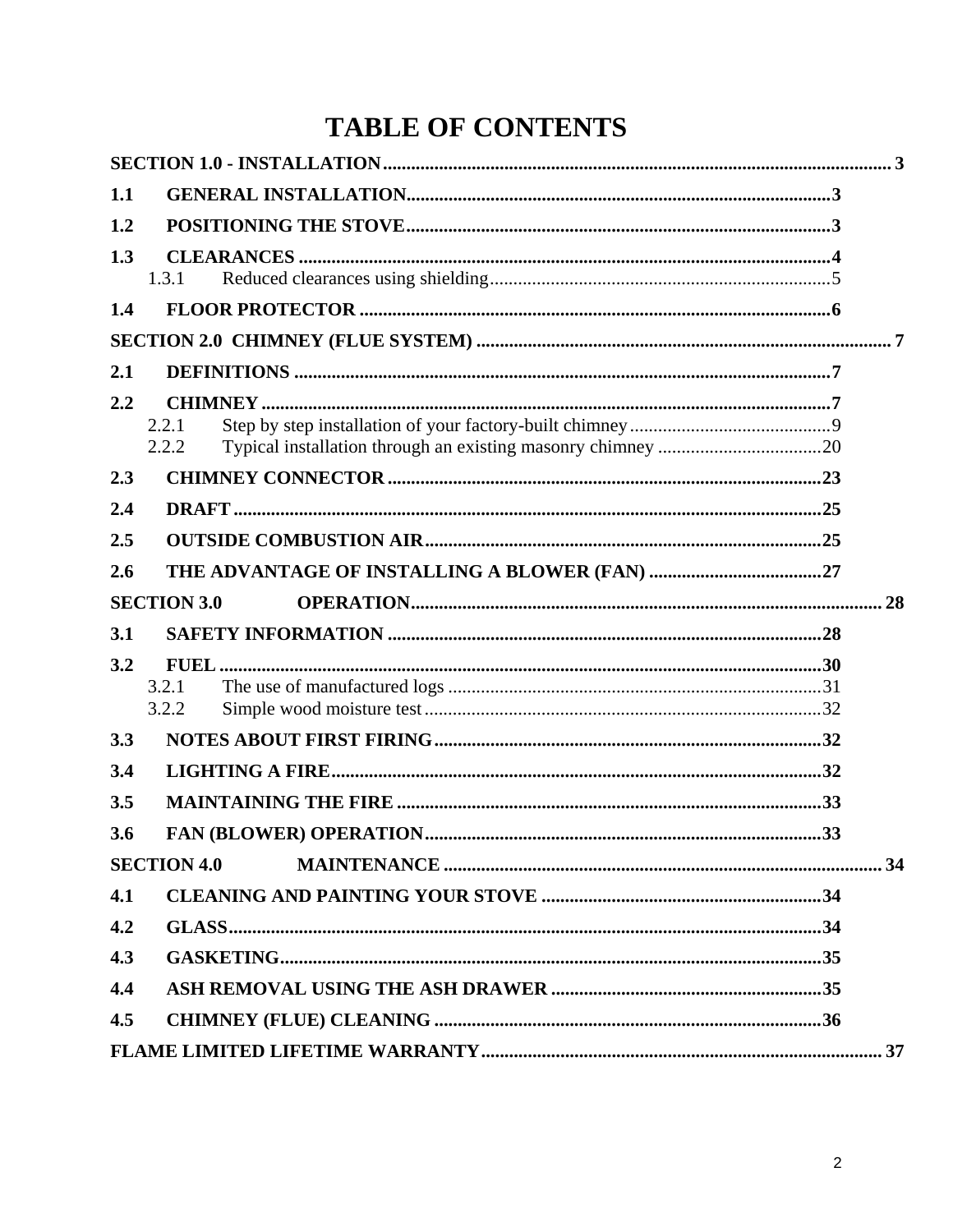# TABLE OF CONTENTS

**SECTION 1.0 - INSTALLATION** ........ 3

**1.1 GENERAL INSTALLATION** ........ 3

**1.2 POSITIONING THE STOVE** ........ 3

**1.3 CLEARANCES** ........ 4

1.3.1 Reduced clearances using shielding ........ 5

**1.4 FLOOR PROTECTOR** ........ 6

**SECTION 2.0 CHIMNEY (FLUE SYSTEM)** ........ 7

**2.1 DEFINITIONS** ........ 7

**2.2 CHIMNEY** ........ 7

2.2.1 Step by step installation of your factory-built chimney ........ 9

2.2.2 Typical installation through an existing masonry chimney ........ 20

**2.3 CHIMNEY CONNECTOR** ........ 23

**2.4 DRAFT** ........ 25

**2.5 OUTSIDE COMBUSTION AIR** ........ 25

**2.6 THE ADVANTAGE OF INSTALLING A BLOWER (FAN)** ........ 27

**SECTION 3.0 OPERATION** ........ 28

**3.1 SAFETY INFORMATION** ........ 28

**3.2 FUEL** ........ 30

3.2.1 The use of manufactured logs ........ 31

3.2.2 Simple wood moisture test ........ 32

**3.3 NOTES ABOUT FIRST FIRING** ........ 32

**3.4 LIGHTING A FIRE** ........ 32

**3.5 MAINTAINING THE FIRE** ........ 33

**3.6 FAN (BLOWER) OPERATION** ........ 33

**SECTION 4.0 MAINTENANCE** ........ 34

**4.1 CLEANING AND PAINTING YOUR STOVE** ........ 34

**4.2 GLASS** ........ 34

**4.3 GASKETING** ........ 35

**4.4 ASH REMOVAL USING THE ASH DRAWER** ........ 35

**4.5 CHIMNEY (FLUE) CLEANING** ........ 36

**FLAME LIMITED LIFETIME WARRANTY** ........ 37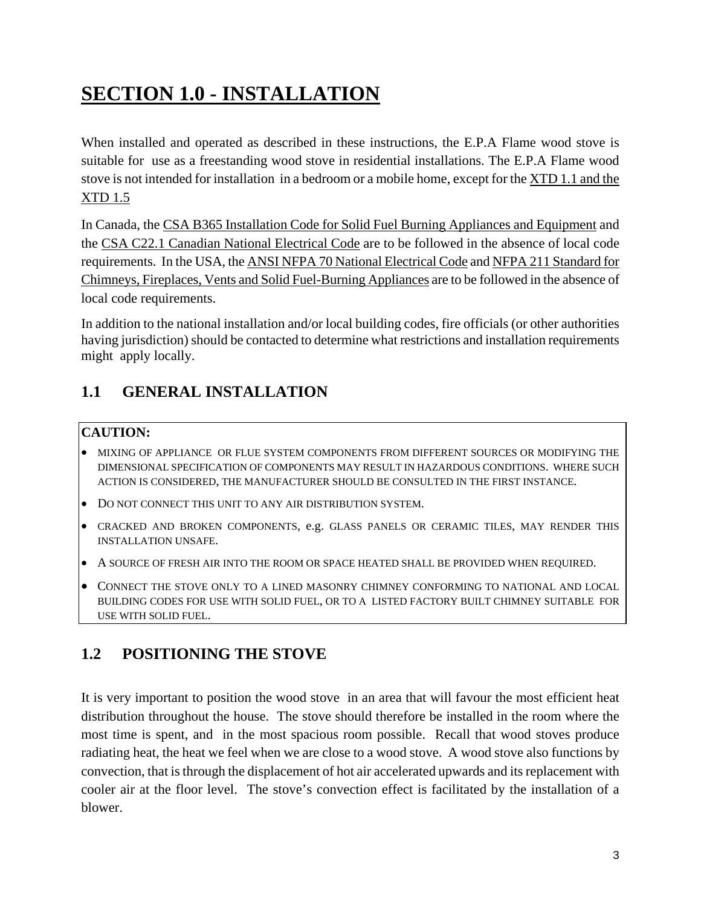# SECTION 1.0 - INSTALLATION

When installed and operated as described in these instructions, the E.P.A Flame wood stove is suitable for use as a freestanding wood stove in residential installations. The E.P.A Flame wood stove is not intended for installation in a bedroom or a mobile home, except for the XTD 1.1 and the XTD 1.5

In Canada, the CSA B365 Installation Code for Solid Fuel Burning Appliances and Equipment and the CSA C22.1 Canadian National Electrical Code are to be followed in the absence of local code requirements. In the USA, the ANSI NFPA 70 National Electrical Code and NFPA 211 Standard for Chimneys, Fireplaces, Vents and Solid Fuel-Burning Appliances are to be followed in the absence of local code requirements.

In addition to the national installation and/or local building codes, fire officials (or other authorities having jurisdiction) should be contacted to determine what restrictions and installation requirements might apply locally.

## 1.1 GENERAL INSTALLATION

**CAUTION:**

- MIXING OF APPLIANCE OR FLUE SYSTEM COMPONENTS FROM DIFFERENT SOURCES OR MODIFYING THE DIMENSIONAL SPECIFICATION OF COMPONENTS MAY RESULT IN HAZARDOUS CONDITIONS. WHERE SUCH ACTION IS CONSIDERED, THE MANUFACTURER SHOULD BE CONSULTED IN THE FIRST INSTANCE.
- DO NOT CONNECT THIS UNIT TO ANY AIR DISTRIBUTION SYSTEM.
- CRACKED AND BROKEN COMPONENTS, e.g. GLASS PANELS OR CERAMIC TILES, MAY RENDER THIS INSTALLATION UNSAFE.
- A SOURCE OF FRESH AIR INTO THE ROOM OR SPACE HEATED SHALL BE PROVIDED WHEN REQUIRED.
- CONNECT THE STOVE ONLY TO A LINED MASONRY CHIMNEY CONFORMING TO NATIONAL AND LOCAL BUILDING CODES FOR USE WITH SOLID FUEL, OR TO A LISTED FACTORY BUILT CHIMNEY SUITABLE FOR USE WITH SOLID FUEL.

## 1.2 POSITIONING THE STOVE

It is very important to position the wood stove in an area that will favour the most efficient heat distribution throughout the house. The stove should therefore be installed in the room where the most time is spent, and in the most spacious room possible. Recall that wood stoves produce radiating heat, the heat we feel when we are close to a wood stove. A wood stove also functions by convection, that is through the displacement of hot air accelerated upwards and its replacement with cooler air at the floor level. The stove's convection effect is facilitated by the installation of a blower.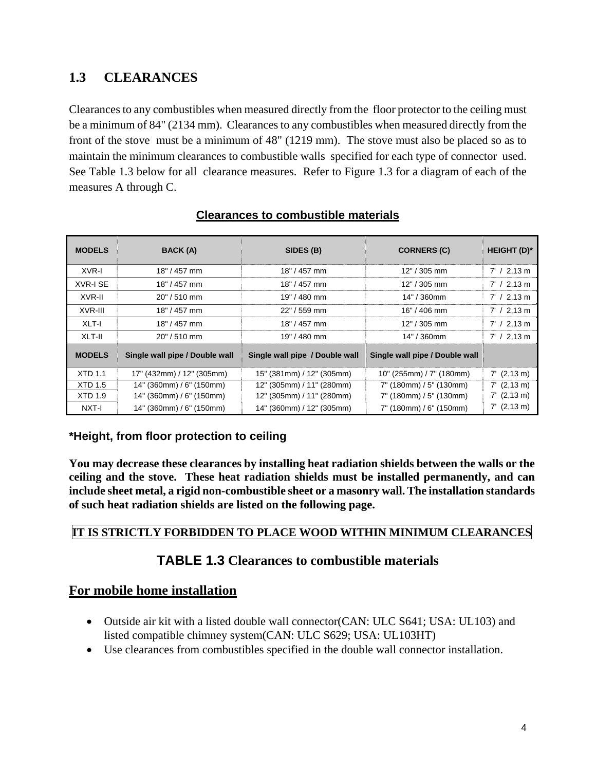## 1.3 CLEARANCES

Clearances to any combustibles when measured directly from the floor protector to the ceiling must be a minimum of 84" (2134 mm). Clearances to any combustibles when measured directly from the front of the stove must be a minimum of 48" (1219 mm). The stove must also be placed so as to maintain the minimum clearances to combustible walls specified for each type of connector used. See Table 1.3 below for all clearance measures. Refer to Figure 1.3 for a diagram of each of the measures A through C.

**Clearances to combustible materials**

| MODELS | BACK (A) | SIDES (B) | CORNERS (C) | HEIGHT (D)* |
|---|---|---|---|---|
| XVR-I | 18" / 457 mm | 18" / 457 mm | 12" / 305 mm | 7' / 2,13 m |
| XVR-I SE | 18" / 457 mm | 18" / 457 mm | 12" / 305 mm | 7' / 2,13 m |
| XVR-II | 20" / 510 mm | 19" / 480 mm | 14" / 360mm | 7' / 2,13 m |
| XVR-III | 18" / 457 mm | 22" / 559 mm | 16" / 406 mm | 7' / 2,13 m |
| XLT-I | 18" / 457 mm | 18" / 457 mm | 12" / 305 mm | 7' / 2,13 m |
| XLT-II | 20" / 510 mm | 19" / 480 mm | 14" / 360mm | 7' / 2,13 m |
| **MODELS** | **Single wall pipe / Double wall** | **Single wall pipe / Double wall** | **Single wall pipe / Double wall** | |
| XTD 1.1 | 17" (432mm) / 12" (305mm) | 15" (381mm) / 12" (305mm) | 10" (255mm) / 7" (180mm) | 7' (2,13 m) |
| XTD 1.5 | 14" (360mm) / 6" (150mm) | 12" (305mm) / 11" (280mm) | 7" (180mm) / 5" (130mm) | 7' (2,13 m) |
| XTD 1.9 | 14" (360mm) / 6" (150mm) | 12" (305mm) / 11" (280mm) | 7" (180mm) / 5" (130mm) | 7' (2,13 m) |
| NXT-I | 14" (360mm) / 6" (150mm) | 14" (360mm) / 12" (305mm) | 7" (180mm) / 6" (150mm) | 7' (2,13 m) |

***Height, from floor protection to ceiling**

**You may decrease these clearances by installing heat radiation shields between the walls or the ceiling and the stove. These heat radiation shields must be installed permanently, and can include sheet metal, a rigid non-combustible sheet or a masonry wall. The installation standards of such heat radiation shields are listed on the following page.**

**IT IS STRICTLY FORBIDDEN TO PLACE WOOD WITHIN MINIMUM CLEARANCES**

### TABLE 1.3 Clearances to combustible materials

## For mobile home installation

- Outside air kit with a listed double wall connector(CAN: ULC S641; USA: UL103) and listed compatible chimney system(CAN: ULC S629; USA: UL103HT)
- Use clearances from combustibles specified in the double wall connector installation.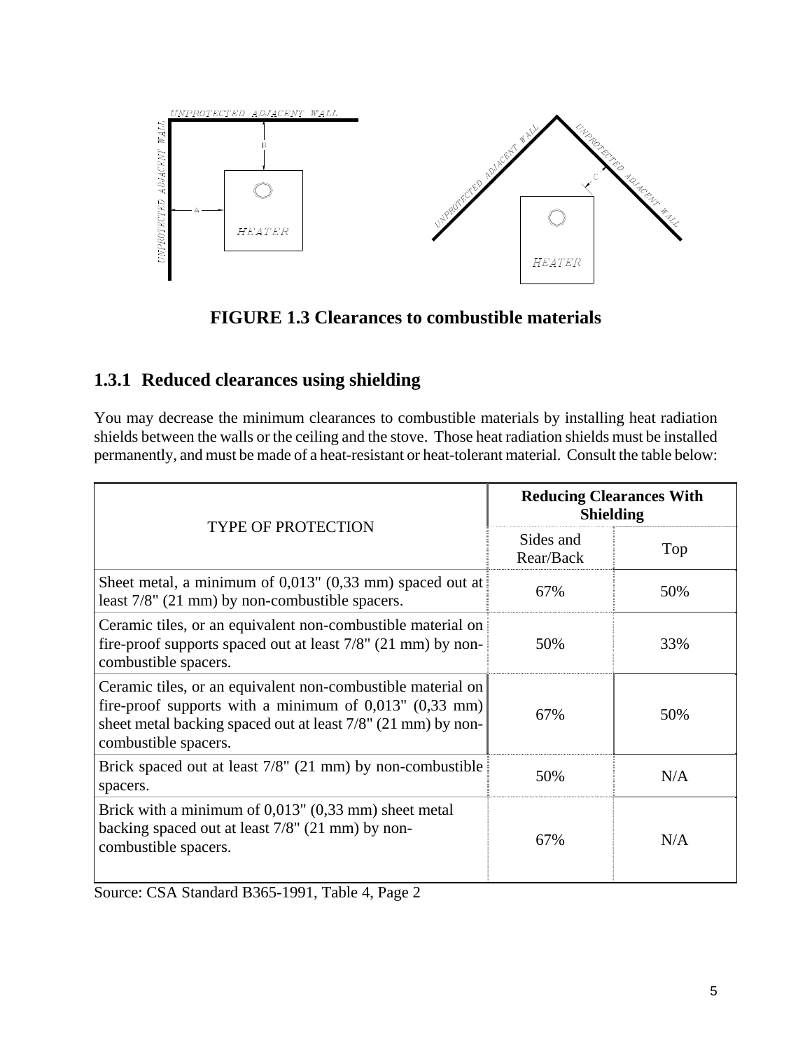**FIGURE 1.3 Clearances to combustible materials**

## 1.3.1 Reduced clearances using shielding

You may decrease the minimum clearances to combustible materials by installing heat radiation shields between the walls or the ceiling and the stove. Those heat radiation shields must be installed permanently, and must be made of a heat-resistant or heat-tolerant material. Consult the table below:

| TYPE OF PROTECTION | Reducing Clearances With Shielding | |
|---|---|---|
| | Sides and Rear/Back | Top |
| Sheet metal, a minimum of 0,013" (0,33 mm) spaced out at least 7/8" (21 mm) by non-combustible spacers. | 67% | 50% |
| Ceramic tiles, or an equivalent non-combustible material on fire-proof supports spaced out at least 7/8" (21 mm) by non-combustible spacers. | 50% | 33% |
| Ceramic tiles, or an equivalent non-combustible material on fire-proof supports with a minimum of 0,013" (0,33 mm) sheet metal backing spaced out at least 7/8" (21 mm) by non-combustible spacers. | 67% | 50% |
| Brick spaced out at least 7/8" (21 mm) by non-combustible spacers. | 50% | N/A |
| Brick with a minimum of 0,013" (0,33 mm) sheet metal backing spaced out at least 7/8" (21 mm) by non-combustible spacers. | 67% | N/A |

Source: CSA Standard B365-1991, Table 4, Page 2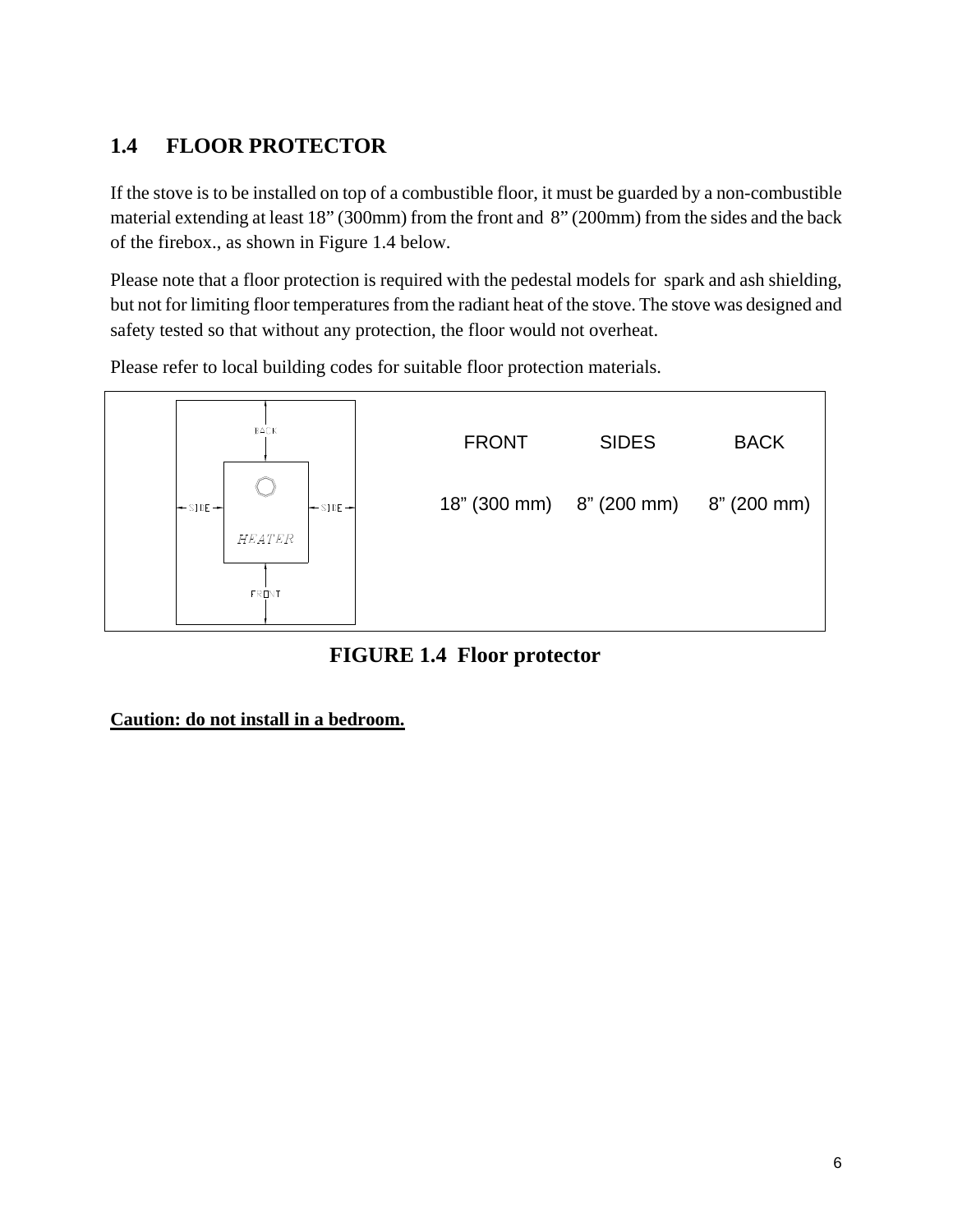## 1.4 FLOOR PROTECTOR

If the stove is to be installed on top of a combustible floor, it must be guarded by a non-combustible material extending at least 18” (300mm) from the front and 8” (200mm) from the sides and the back of the firebox., as shown in Figure 1.4 below.

Please note that a floor protection is required with the pedestal models for spark and ash shielding, but not for limiting floor temperatures from the radiant heat of the stove. The stove was designed and safety tested so that without any protection, the floor would not overheat.

Please refer to local building codes for suitable floor protection materials.

| FRONT | SIDES | BACK |
|---|---|---|
| 18” (300 mm) | 8” (200 mm) | 8” (200 mm) |

**FIGURE 1.4 Floor protector**

**Caution: do not install in a bedroom.**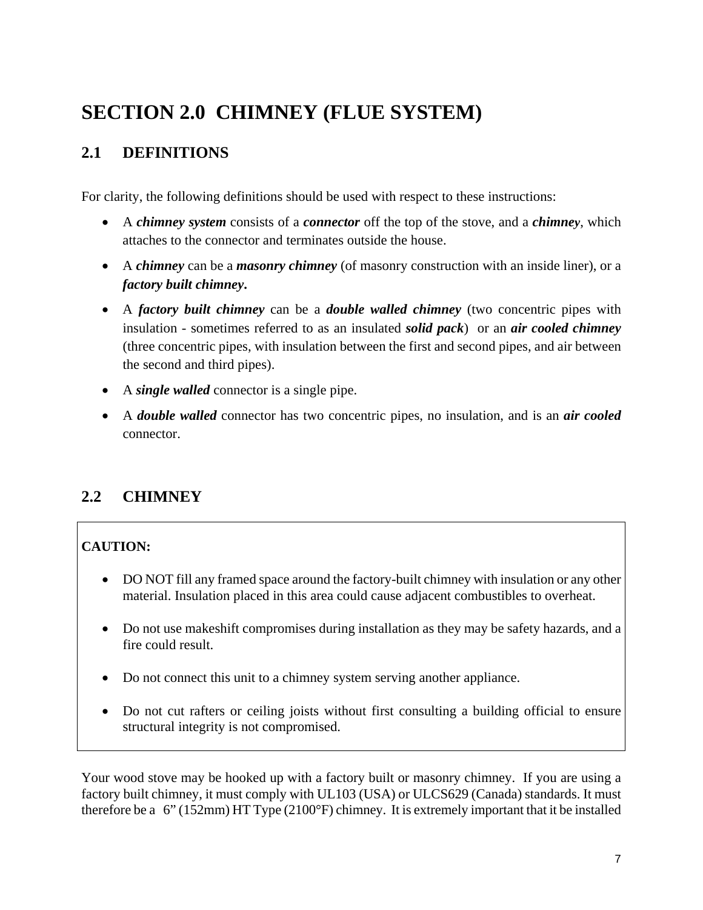# SECTION 2.0 CHIMNEY (FLUE SYSTEM)

## 2.1 DEFINITIONS

For clarity, the following definitions should be used with respect to these instructions:

- A ***chimney system*** consists of a ***connector*** off the top of the stove, and a ***chimney***, which attaches to the connector and terminates outside the house.
- A ***chimney*** can be a ***masonry chimney*** (of masonry construction with an inside liner), or a ***factory built chimney*.**
- A ***factory built chimney*** can be a ***double walled chimney*** (two concentric pipes with insulation - sometimes referred to as an insulated ***solid pack***) or an ***air cooled chimney*** (three concentric pipes, with insulation between the first and second pipes, and air between the second and third pipes).
- A ***single walled*** connector is a single pipe.
- A ***double walled*** connector has two concentric pipes, no insulation, and is an ***air cooled*** connector.

## 2.2 CHIMNEY

**CAUTION:**

- DO NOT fill any framed space around the factory-built chimney with insulation or any other material. Insulation placed in this area could cause adjacent combustibles to overheat.
- Do not use makeshift compromises during installation as they may be safety hazards, and a fire could result.
- Do not connect this unit to a chimney system serving another appliance.
- Do not cut rafters or ceiling joists without first consulting a building official to ensure structural integrity is not compromised.

Your wood stove may be hooked up with a factory built or masonry chimney. If you are using a factory built chimney, it must comply with UL103 (USA) or ULCS629 (Canada) standards. It must therefore be a 6" (152mm) HT Type (2100°F) chimney. It is extremely important that it be installed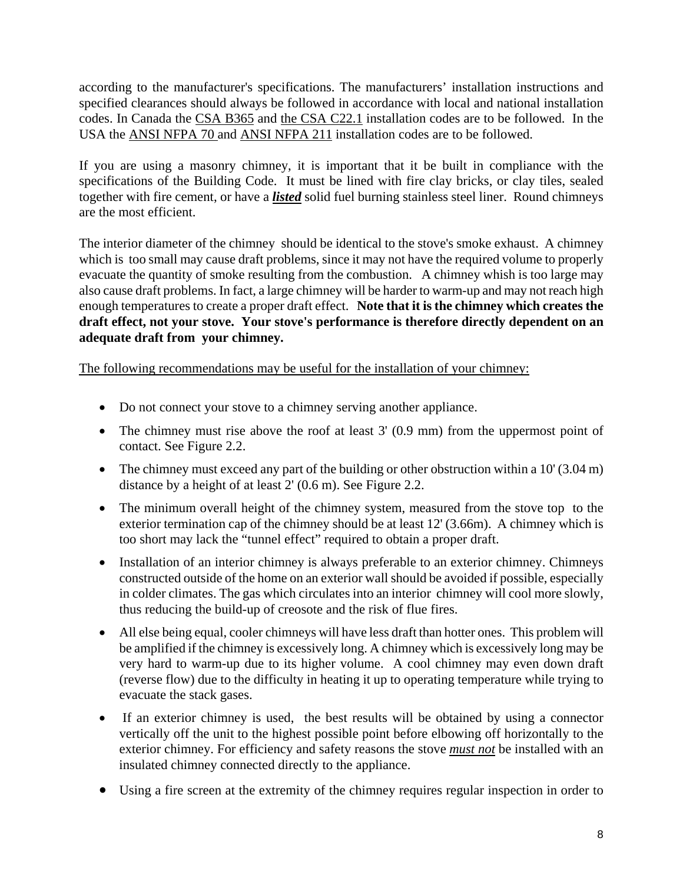according to the manufacturer's specifications. The manufacturers' installation instructions and specified clearances should always be followed in accordance with local and national installation codes. In Canada the CSA B365 and the CSA C22.1 installation codes are to be followed. In the USA the ANSI NFPA 70 and ANSI NFPA 211 installation codes are to be followed.

If you are using a masonry chimney, it is important that it be built in compliance with the specifications of the Building Code. It must be lined with fire clay bricks, or clay tiles, sealed together with fire cement, or have a ***listed*** solid fuel burning stainless steel liner. Round chimneys are the most efficient.

The interior diameter of the chimney should be identical to the stove's smoke exhaust. A chimney which is too small may cause draft problems, since it may not have the required volume to properly evacuate the quantity of smoke resulting from the combustion. A chimney whish is too large may also cause draft problems. In fact, a large chimney will be harder to warm-up and may not reach high enough temperatures to create a proper draft effect. **Note that it is the chimney which creates the draft effect, not your stove. Your stove's performance is therefore directly dependent on an adequate draft from your chimney.**

The following recommendations may be useful for the installation of your chimney:

- Do not connect your stove to a chimney serving another appliance.
- The chimney must rise above the roof at least 3' (0.9 mm) from the uppermost point of contact. See Figure 2.2.
- The chimney must exceed any part of the building or other obstruction within a 10' (3.04 m) distance by a height of at least 2' (0.6 m). See Figure 2.2.
- The minimum overall height of the chimney system, measured from the stove top to the exterior termination cap of the chimney should be at least 12' (3.66m). A chimney which is too short may lack the "tunnel effect" required to obtain a proper draft.
- Installation of an interior chimney is always preferable to an exterior chimney. Chimneys constructed outside of the home on an exterior wall should be avoided if possible, especially in colder climates. The gas which circulates into an interior chimney will cool more slowly, thus reducing the build-up of creosote and the risk of flue fires.
- All else being equal, cooler chimneys will have less draft than hotter ones. This problem will be amplified if the chimney is excessively long. A chimney which is excessively long may be very hard to warm-up due to its higher volume. A cool chimney may even down draft (reverse flow) due to the difficulty in heating it up to operating temperature while trying to evacuate the stack gases.
- If an exterior chimney is used, the best results will be obtained by using a connector vertically off the unit to the highest possible point before elbowing off horizontally to the exterior chimney. For efficiency and safety reasons the stove ***must not*** be installed with an insulated chimney connected directly to the appliance.
- Using a fire screen at the extremity of the chimney requires regular inspection in order to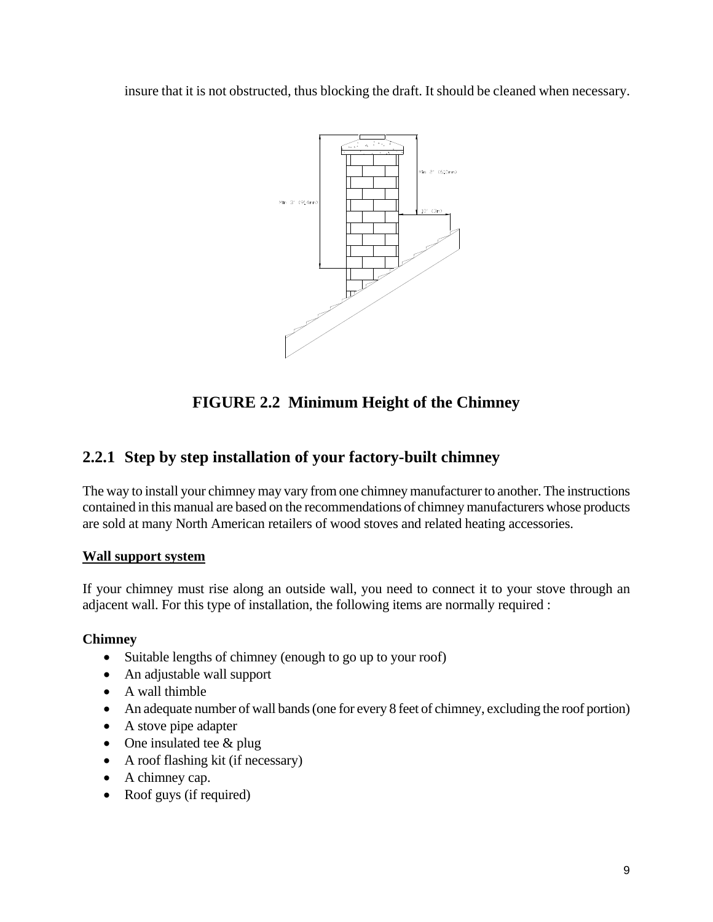insure that it is not obstructed, thus blocking the draft. It should be cleaned when necessary.

**FIGURE 2.2 Minimum Height of the Chimney**

## 2.2.1 Step by step installation of your factory-built chimney

The way to install your chimney may vary from one chimney manufacturer to another. The instructions contained in this manual are based on the recommendations of chimney manufacturers whose products are sold at many North American retailers of wood stoves and related heating accessories.

**Wall support system**

If your chimney must rise along an outside wall, you need to connect it to your stove through an adjacent wall. For this type of installation, the following items are normally required :

**Chimney**

- Suitable lengths of chimney (enough to go up to your roof)
- An adjustable wall support
- A wall thimble
- An adequate number of wall bands (one for every 8 feet of chimney, excluding the roof portion)
- A stove pipe adapter
- One insulated tee & plug
- A roof flashing kit (if necessary)
- A chimney cap.
- Roof guys (if required)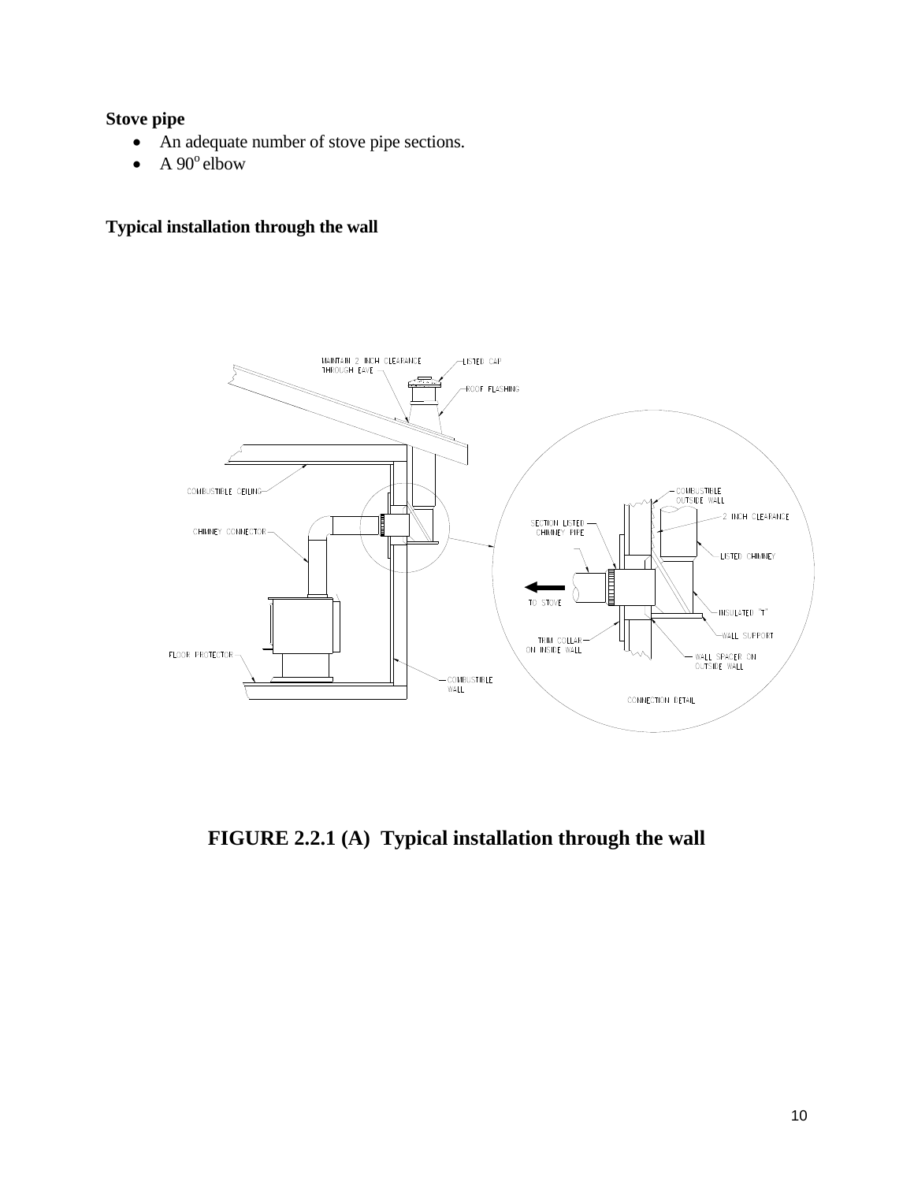**Stove pipe**

- An adequate number of stove pipe sections.
- A 90° elbow

**Typical installation through the wall**

**FIGURE 2.2.1 (A) Typical installation through the wall**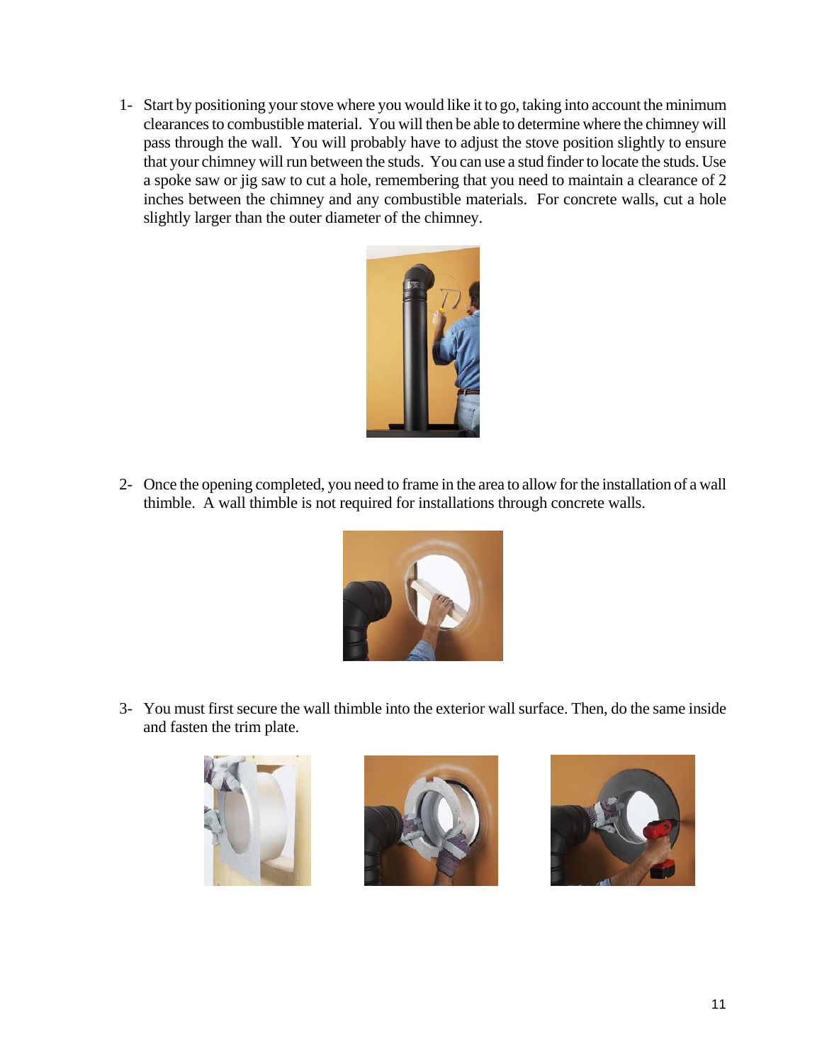1- Start by positioning your stove where you would like it to go, taking into account the minimum clearances to combustible material. You will then be able to determine where the chimney will pass through the wall. You will probably have to adjust the stove position slightly to ensure that your chimney will run between the studs. You can use a stud finder to locate the studs. Use a spoke saw or jig saw to cut a hole, remembering that you need to maintain a clearance of 2 inches between the chimney and any combustible materials. For concrete walls, cut a hole slightly larger than the outer diameter of the chimney.

2- Once the opening completed, you need to frame in the area to allow for the installation of a wall thimble. A wall thimble is not required for installations through concrete walls.

3- You must first secure the wall thimble into the exterior wall surface. Then, do the same inside and fasten the trim plate.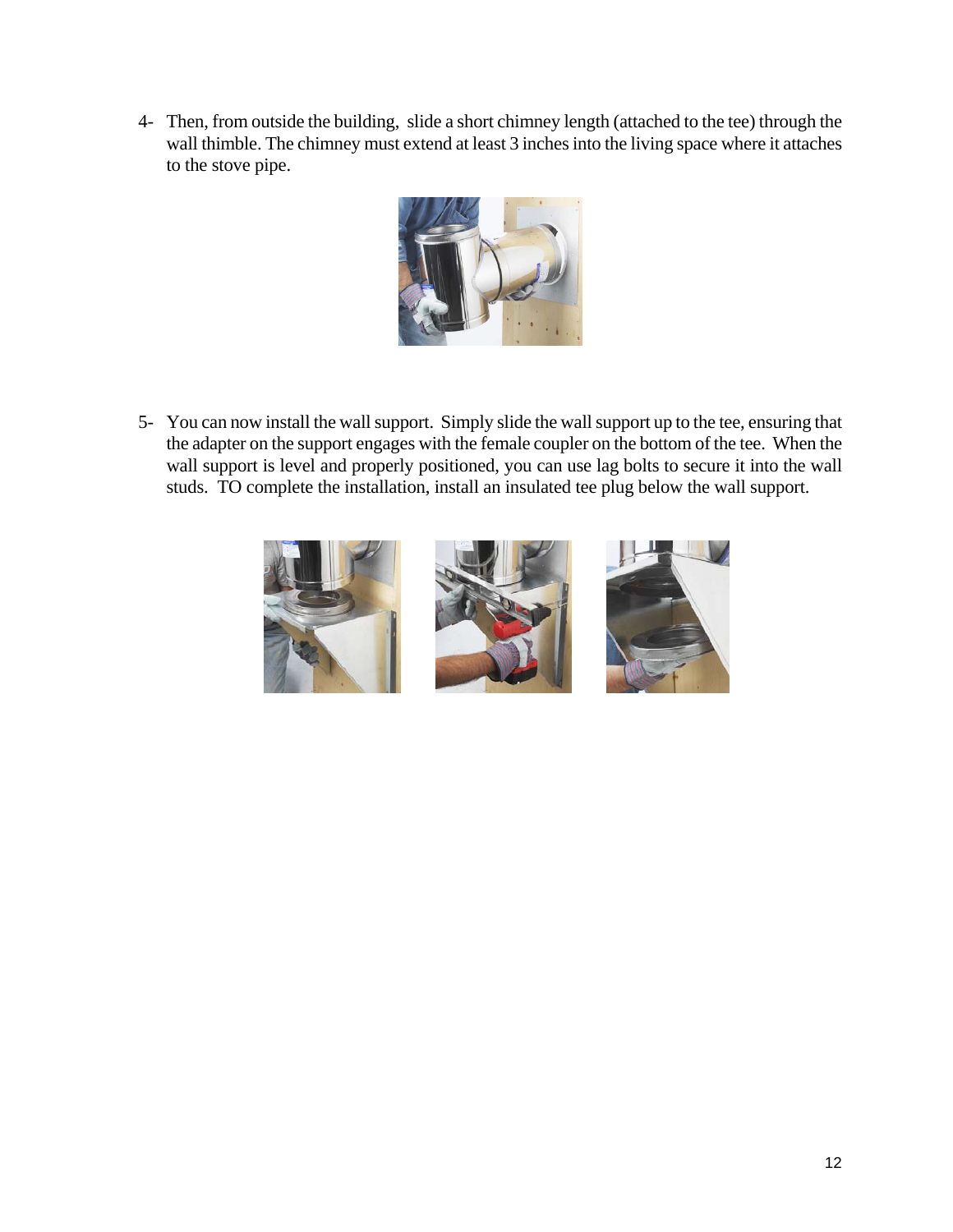4- Then, from outside the building, slide a short chimney length (attached to the tee) through the wall thimble. The chimney must extend at least 3 inches into the living space where it attaches to the stove pipe.

5- You can now install the wall support. Simply slide the wall support up to the tee, ensuring that the adapter on the support engages with the female coupler on the bottom of the tee. When the wall support is level and properly positioned, you can use lag bolts to secure it into the wall studs. TO complete the installation, install an insulated tee plug below the wall support.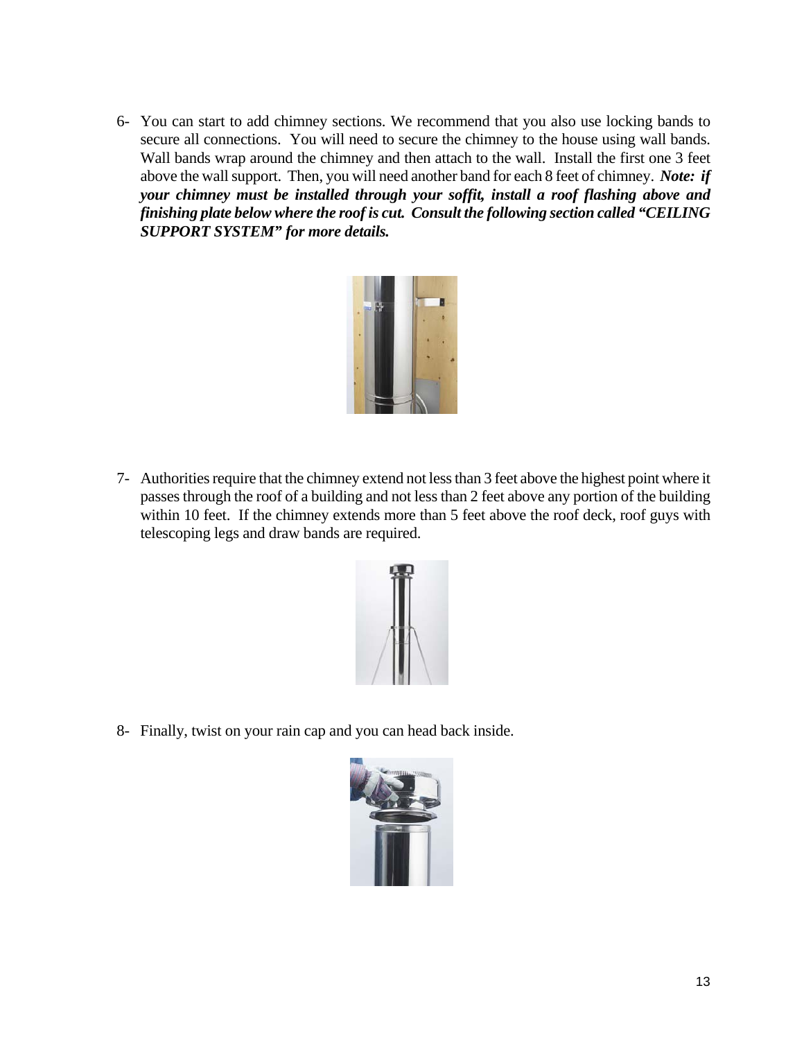6- You can start to add chimney sections. We recommend that you also use locking bands to secure all connections. You will need to secure the chimney to the house using wall bands. Wall bands wrap around the chimney and then attach to the wall. Install the first one 3 feet above the wall support. Then, you will need another band for each 8 feet of chimney. ***Note: if your chimney must be installed through your soffit, install a roof flashing above and finishing plate below where the roof is cut. Consult the following section called "CEILING SUPPORT SYSTEM" for more details.***

7- Authorities require that the chimney extend not less than 3 feet above the highest point where it passes through the roof of a building and not less than 2 feet above any portion of the building within 10 feet. If the chimney extends more than 5 feet above the roof deck, roof guys with telescoping legs and draw bands are required.

8- Finally, twist on your rain cap and you can head back inside.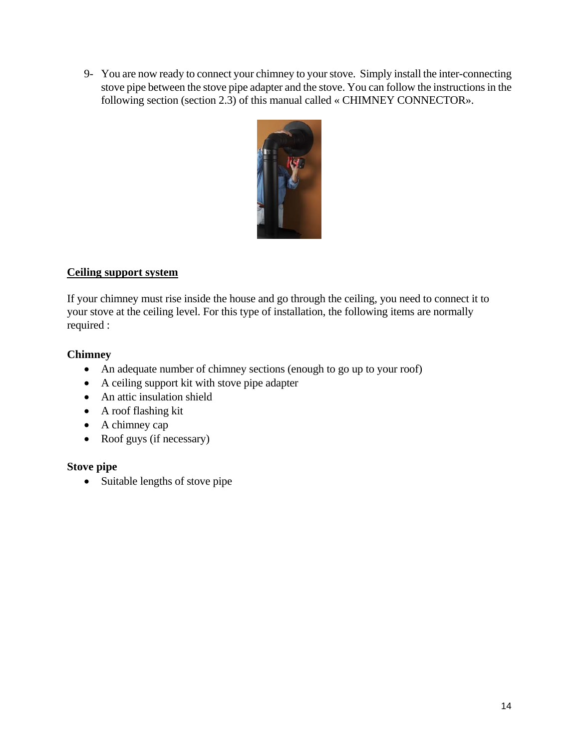9- You are now ready to connect your chimney to your stove. Simply install the inter-connecting stove pipe between the stove pipe adapter and the stove. You can follow the instructions in the following section (section 2.3) of this manual called « CHIMNEY CONNECTOR».

## Ceiling support system

If your chimney must rise inside the house and go through the ceiling, you need to connect it to your stove at the ceiling level. For this type of installation, the following items are normally required :

### Chimney

- An adequate number of chimney sections (enough to go up to your roof)
- A ceiling support kit with stove pipe adapter
- An attic insulation shield
- A roof flashing kit
- A chimney cap
- Roof guys (if necessary)

### Stove pipe

- Suitable lengths of stove pipe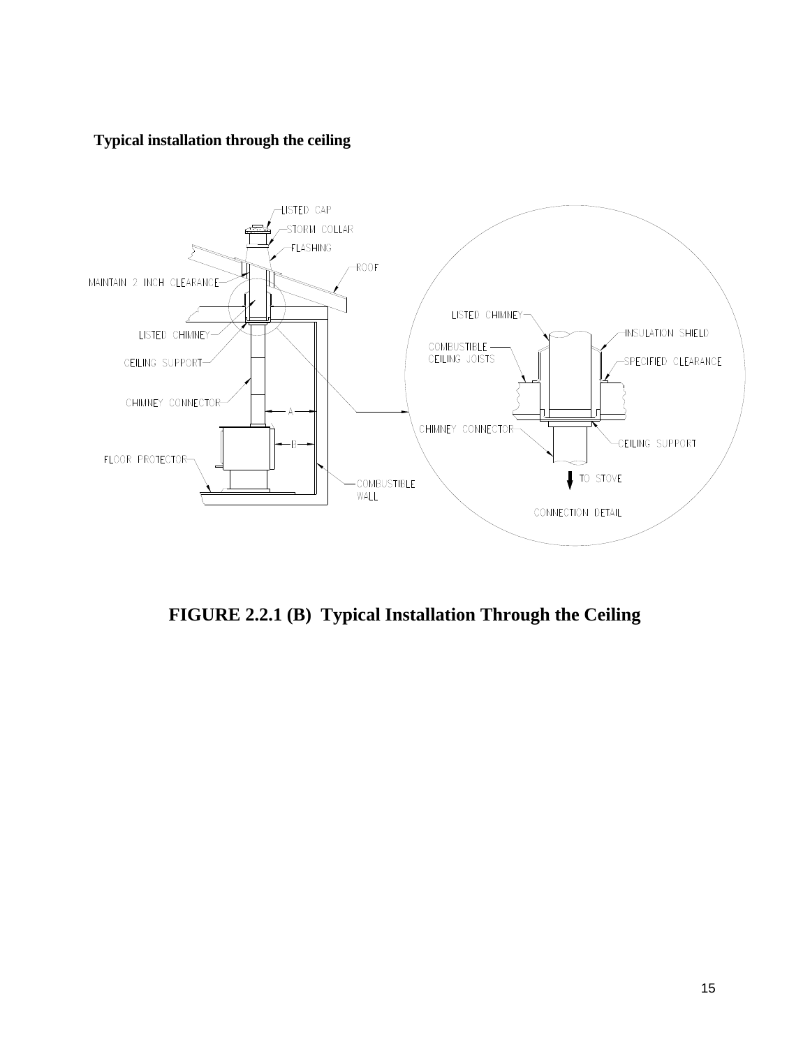**Typical installation through the ceiling**

**FIGURE 2.2.1 (B) Typical Installation Through the Ceiling**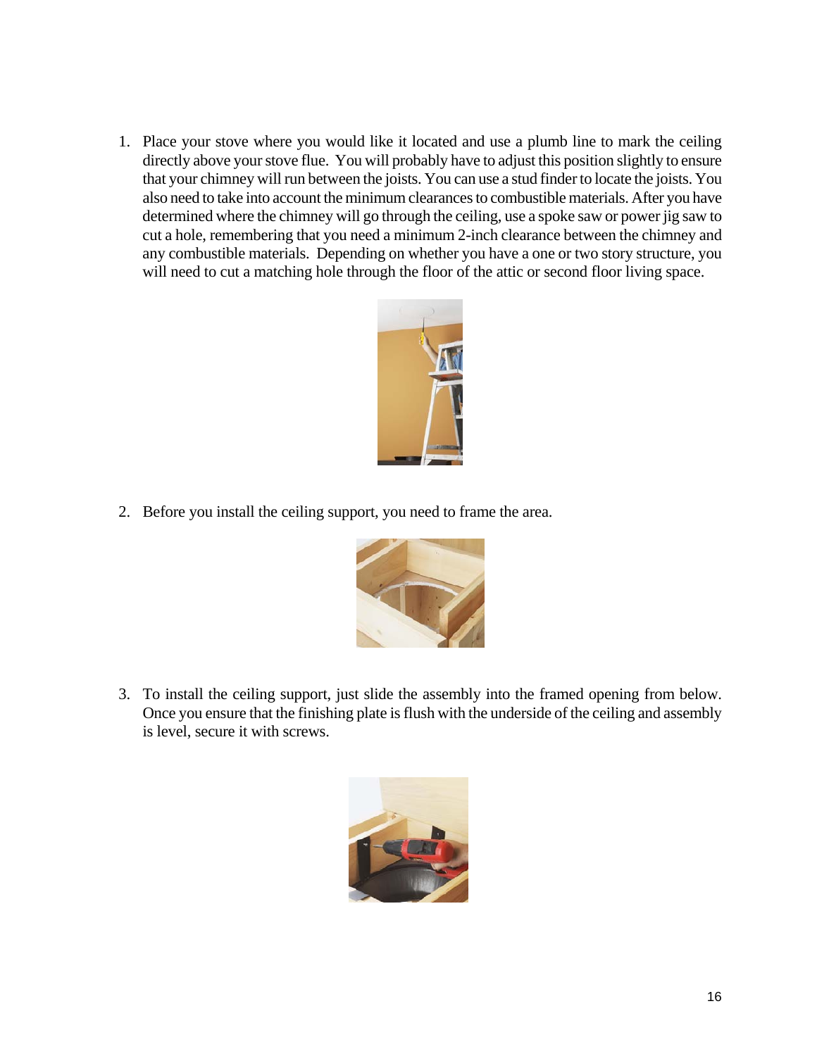1. Place your stove where you would like it located and use a plumb line to mark the ceiling directly above your stove flue. You will probably have to adjust this position slightly to ensure that your chimney will run between the joists. You can use a stud finder to locate the joists. You also need to take into account the minimum clearances to combustible materials. After you have determined where the chimney will go through the ceiling, use a spoke saw or power jig saw to cut a hole, remembering that you need a minimum 2-inch clearance between the chimney and any combustible materials. Depending on whether you have a one or two story structure, you will need to cut a matching hole through the floor of the attic or second floor living space.

2. Before you install the ceiling support, you need to frame the area.

3. To install the ceiling support, just slide the assembly into the framed opening from below. Once you ensure that the finishing plate is flush with the underside of the ceiling and assembly is level, secure it with screws.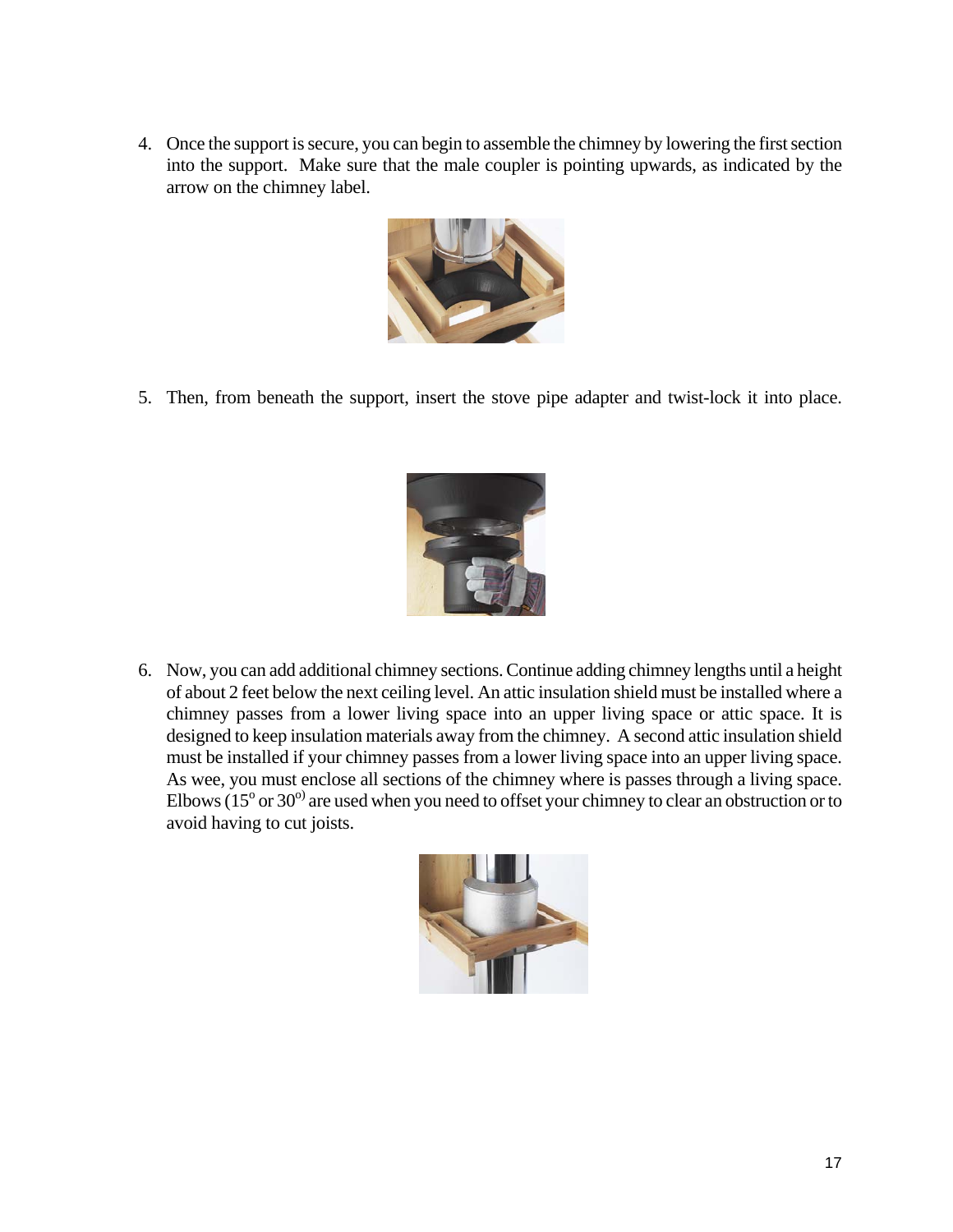4. Once the support is secure, you can begin to assemble the chimney by lowering the first section into the support. Make sure that the male coupler is pointing upwards, as indicated by the arrow on the chimney label.

5. Then, from beneath the support, insert the stove pipe adapter and twist-lock it into place.

6. Now, you can add additional chimney sections. Continue adding chimney lengths until a height of about 2 feet below the next ceiling level. An attic insulation shield must be installed where a chimney passes from a lower living space into an upper living space or attic space. It is designed to keep insulation materials away from the chimney. A second attic insulation shield must be installed if your chimney passes from a lower living space into an upper living space. As wee, you must enclose all sections of the chimney where is passes through a living space. Elbows ($15^o$ or $30^{o)}$ are used when you need to offset your chimney to clear an obstruction or to avoid having to cut joists.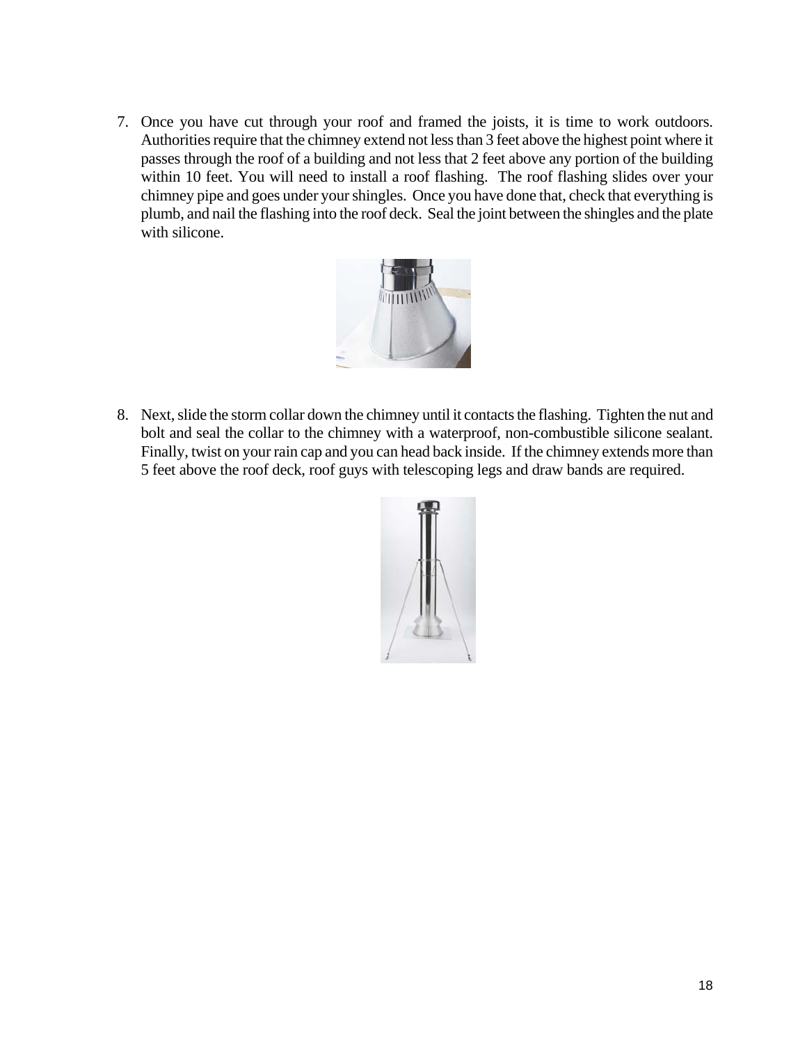7. Once you have cut through your roof and framed the joists, it is time to work outdoors. Authorities require that the chimney extend not less than 3 feet above the highest point where it passes through the roof of a building and not less that 2 feet above any portion of the building within 10 feet. You will need to install a roof flashing. The roof flashing slides over your chimney pipe and goes under your shingles. Once you have done that, check that everything is plumb, and nail the flashing into the roof deck. Seal the joint between the shingles and the plate with silicone.

8. Next, slide the storm collar down the chimney until it contacts the flashing. Tighten the nut and bolt and seal the collar to the chimney with a waterproof, non-combustible silicone sealant. Finally, twist on your rain cap and you can head back inside. If the chimney extends more than 5 feet above the roof deck, roof guys with telescoping legs and draw bands are required.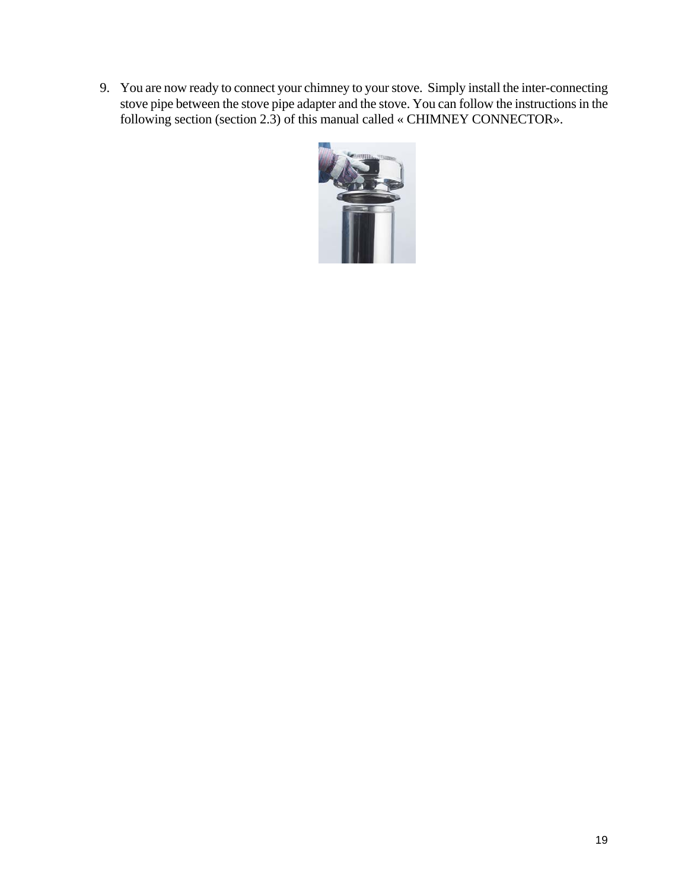9. You are now ready to connect your chimney to your stove. Simply install the inter-connecting stove pipe between the stove pipe adapter and the stove. You can follow the instructions in the following section (section 2.3) of this manual called « CHIMNEY CONNECTOR».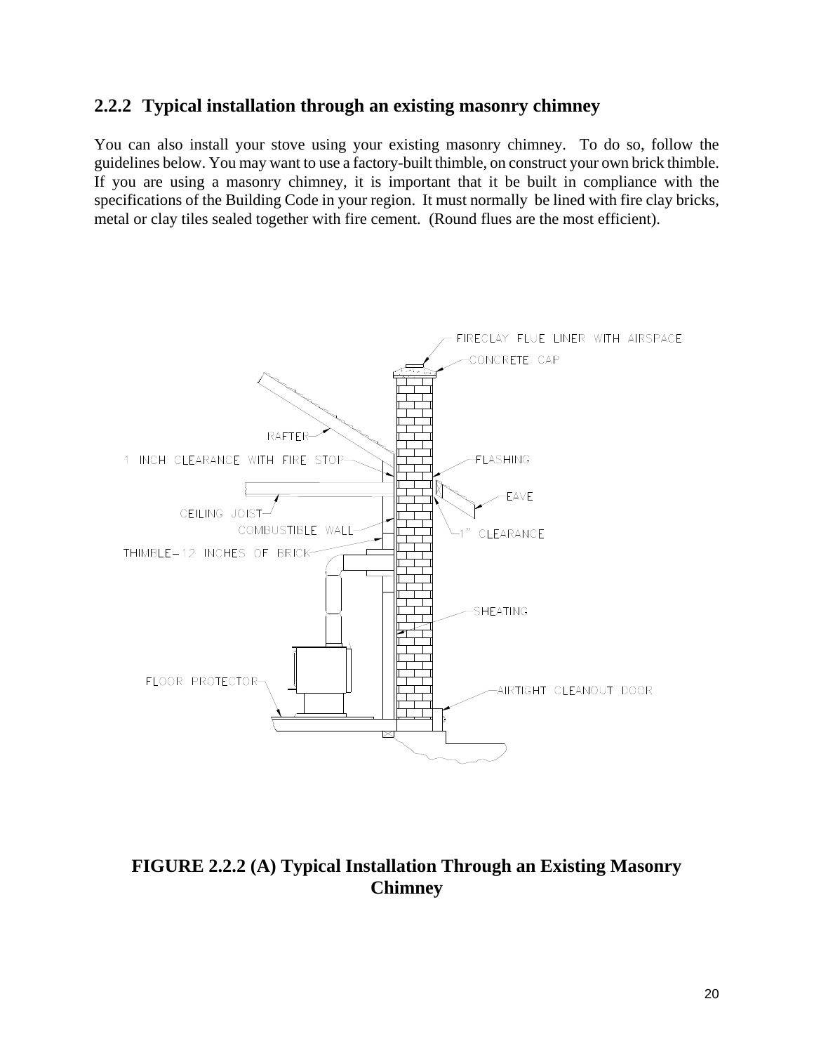## 2.2.2 Typical installation through an existing masonry chimney

You can also install your stove using your existing masonry chimney. To do so, follow the guidelines below. You may want to use a factory-built thimble, on construct your own brick thimble. If you are using a masonry chimney, it is important that it be built in compliance with the specifications of the Building Code in your region. It must normally be lined with fire clay bricks, metal or clay tiles sealed together with fire cement. (Round flues are the most efficient).

**FIGURE 2.2.2 (A) Typical Installation Through an Existing Masonry Chimney**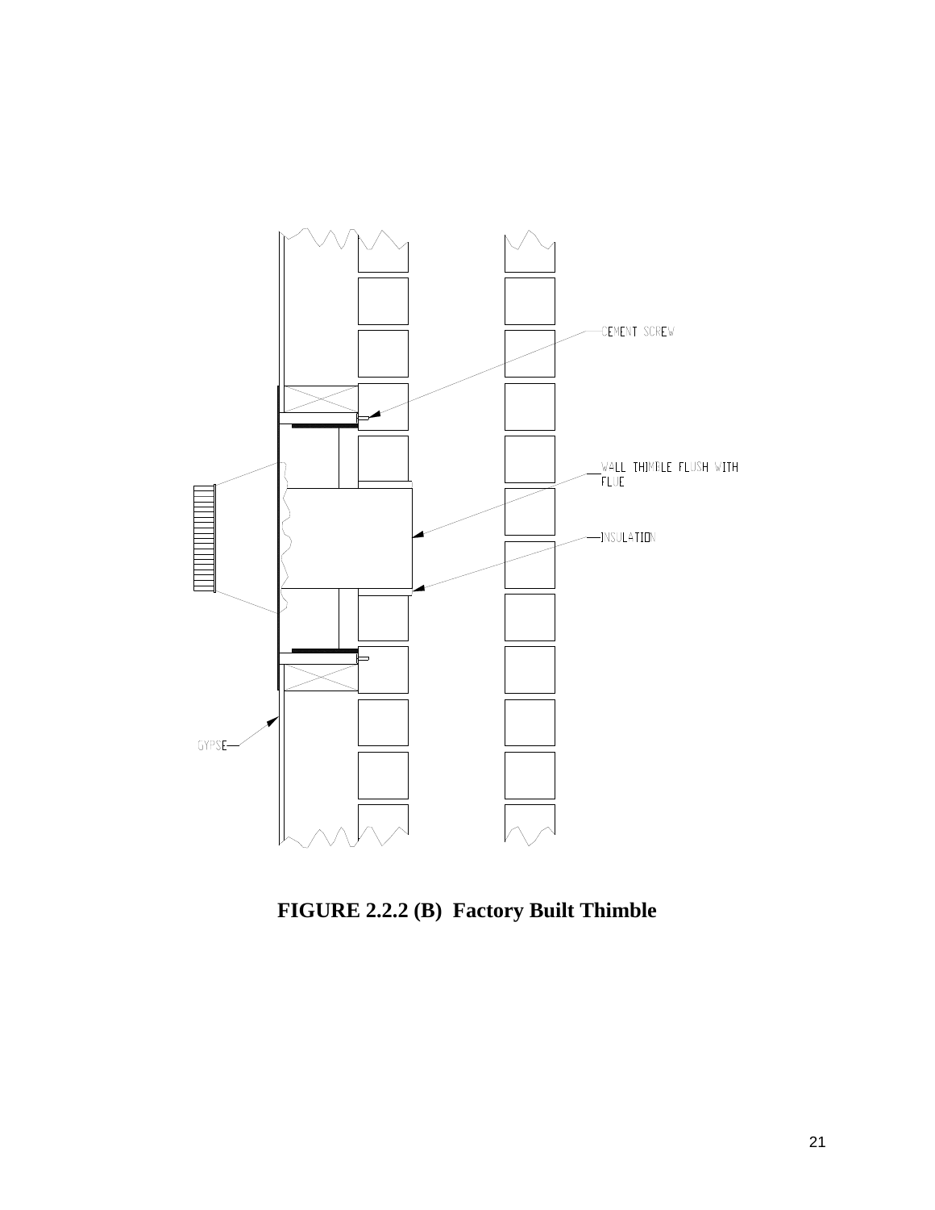CEMENT SCREW

WALL THIMBLE FLUSH WITH FLUE

INSULATION

GYPSE

**FIGURE 2.2.2 (B) Factory Built Thimble**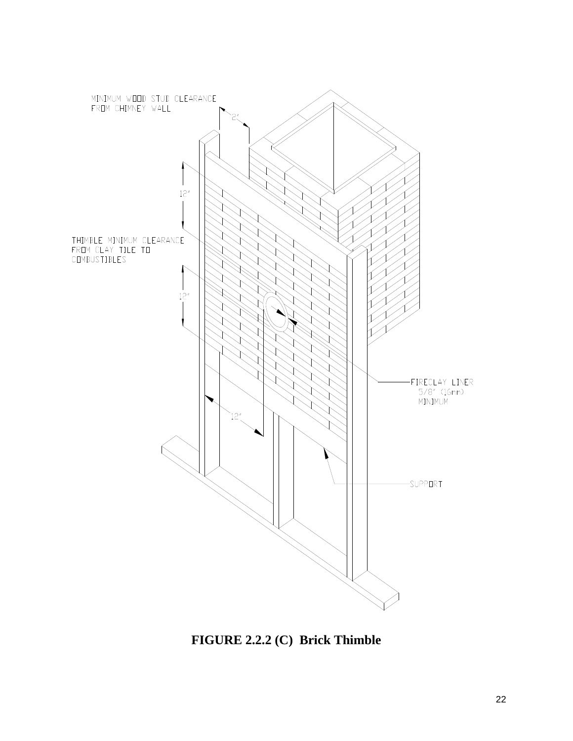MINIMUM WOOD STUD CLEARANCE FROM CHIMNEY WALL

2"

12"

THIMBLE MINIMUM CLEARANCE FROM CLAY TILE TO COMBUSTIBLES

12"

FIRECLAY LINER 5/8" (16mm) MINIMUM

12"

SUPPORT

**FIGURE 2.2.2 (C) Brick Thimble**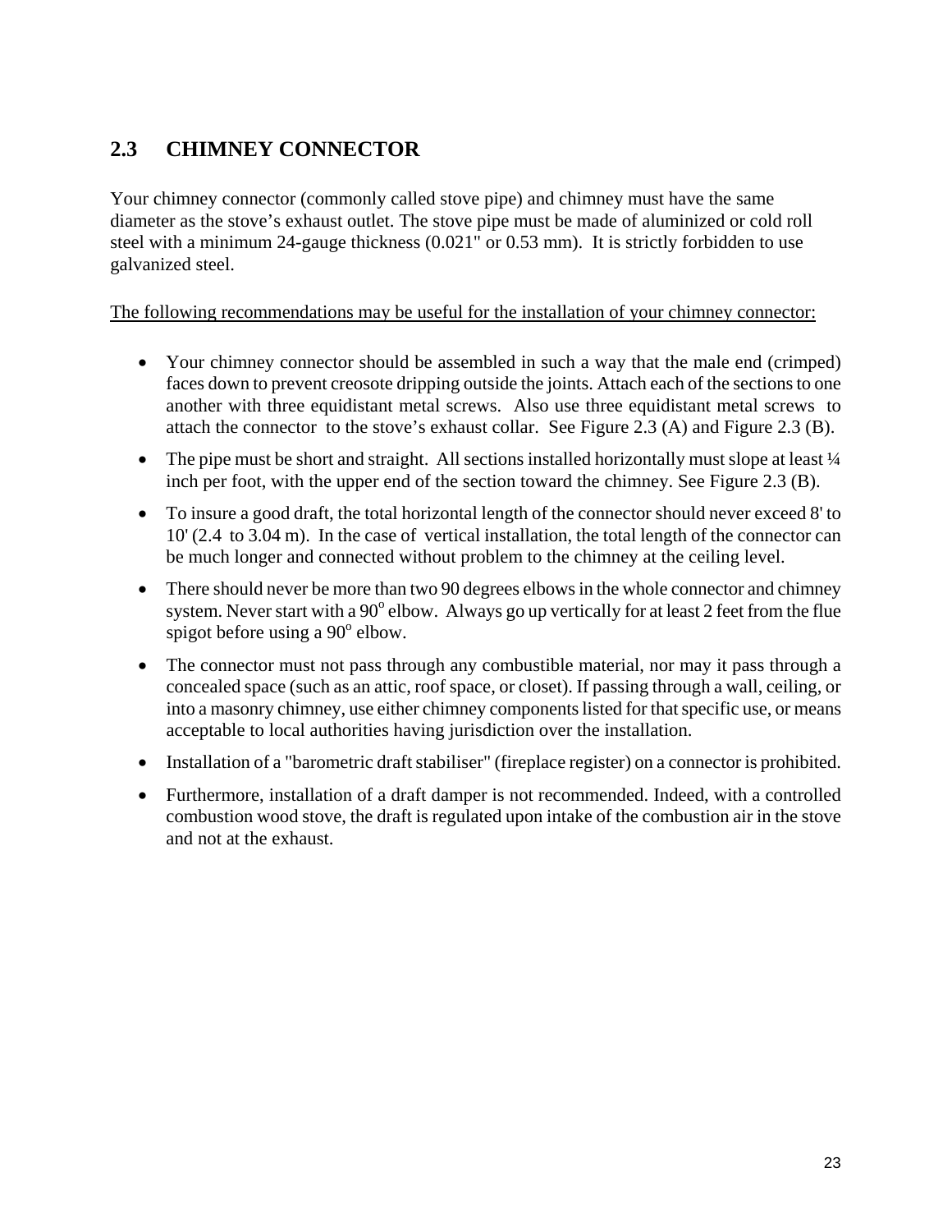## 2.3 CHIMNEY CONNECTOR

Your chimney connector (commonly called stove pipe) and chimney must have the same diameter as the stove's exhaust outlet. The stove pipe must be made of aluminized or cold roll steel with a minimum 24-gauge thickness (0.021" or 0.53 mm). It is strictly forbidden to use galvanized steel.

<u>The following recommendations may be useful for the installation of your chimney connector:</u>

- Your chimney connector should be assembled in such a way that the male end (crimped) faces down to prevent creosote dripping outside the joints. Attach each of the sections to one another with three equidistant metal screws. Also use three equidistant metal screws to attach the connector to the stove's exhaust collar. See Figure 2.3 (A) and Figure 2.3 (B).
- The pipe must be short and straight. All sections installed horizontally must slope at least ¼ inch per foot, with the upper end of the section toward the chimney. See Figure 2.3 (B).
- To insure a good draft, the total horizontal length of the connector should never exceed 8' to 10' (2.4 to 3.04 m). In the case of vertical installation, the total length of the connector can be much longer and connected without problem to the chimney at the ceiling level.
- There should never be more than two 90 degrees elbows in the whole connector and chimney system. Never start with a 90° elbow. Always go up vertically for at least 2 feet from the flue spigot before using a 90° elbow.
- The connector must not pass through any combustible material, nor may it pass through a concealed space (such as an attic, roof space, or closet). If passing through a wall, ceiling, or into a masonry chimney, use either chimney components listed for that specific use, or means acceptable to local authorities having jurisdiction over the installation.
- Installation of a "barometric draft stabiliser" (fireplace register) on a connector is prohibited.
- Furthermore, installation of a draft damper is not recommended. Indeed, with a controlled combustion wood stove, the draft is regulated upon intake of the combustion air in the stove and not at the exhaust.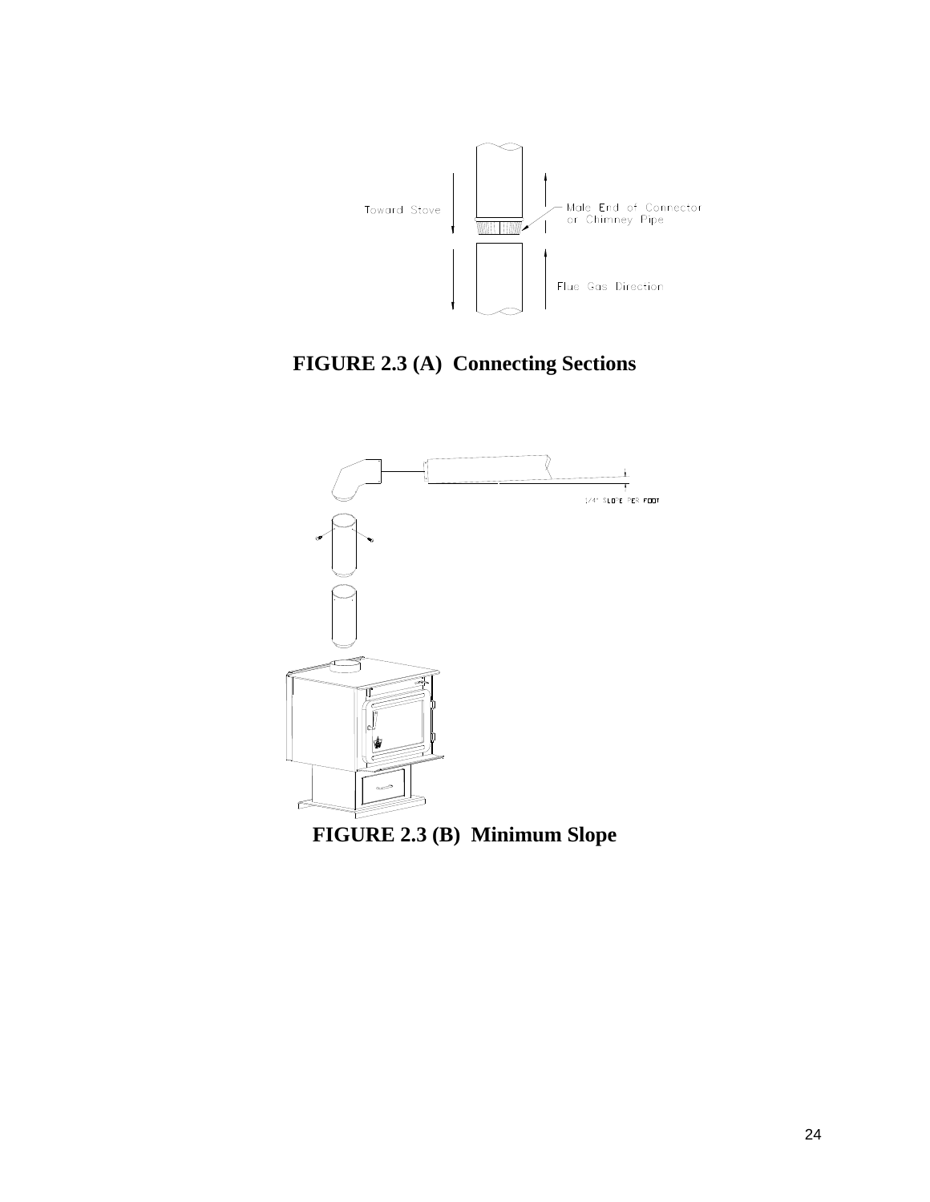Toward Stove

Male End of Connector or Chimney Pipe

Flue Gas Direction

**FIGURE 2.3 (A) Connecting Sections**

1/4" SLOPE PER FOOT

**FIGURE 2.3 (B) Minimum Slope**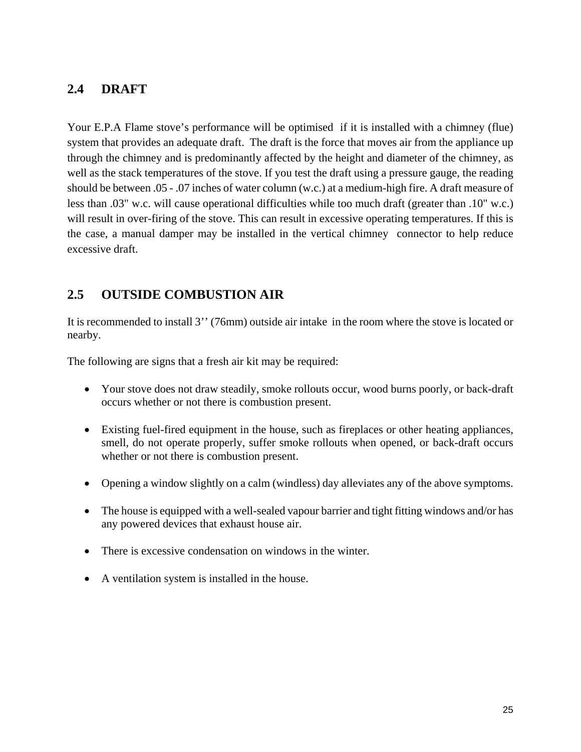## 2.4 DRAFT

Your E.P.A Flame stove's performance will be optimised if it is installed with a chimney (flue) system that provides an adequate draft. The draft is the force that moves air from the appliance up through the chimney and is predominantly affected by the height and diameter of the chimney, as well as the stack temperatures of the stove. If you test the draft using a pressure gauge, the reading should be between .05 - .07 inches of water column (w.c.) at a medium-high fire. A draft measure of less than .03" w.c. will cause operational difficulties while too much draft (greater than .10" w.c.) will result in over-firing of the stove. This can result in excessive operating temperatures. If this is the case, a manual damper may be installed in the vertical chimney connector to help reduce excessive draft.

## 2.5 OUTSIDE COMBUSTION AIR

It is recommended to install 3'' (76mm) outside air intake in the room where the stove is located or nearby.

The following are signs that a fresh air kit may be required:

- Your stove does not draw steadily, smoke rollouts occur, wood burns poorly, or back-draft occurs whether or not there is combustion present.
- Existing fuel-fired equipment in the house, such as fireplaces or other heating appliances, smell, do not operate properly, suffer smoke rollouts when opened, or back-draft occurs whether or not there is combustion present.
- Opening a window slightly on a calm (windless) day alleviates any of the above symptoms.
- The house is equipped with a well-sealed vapour barrier and tight fitting windows and/or has any powered devices that exhaust house air.
- There is excessive condensation on windows in the winter.
- A ventilation system is installed in the house.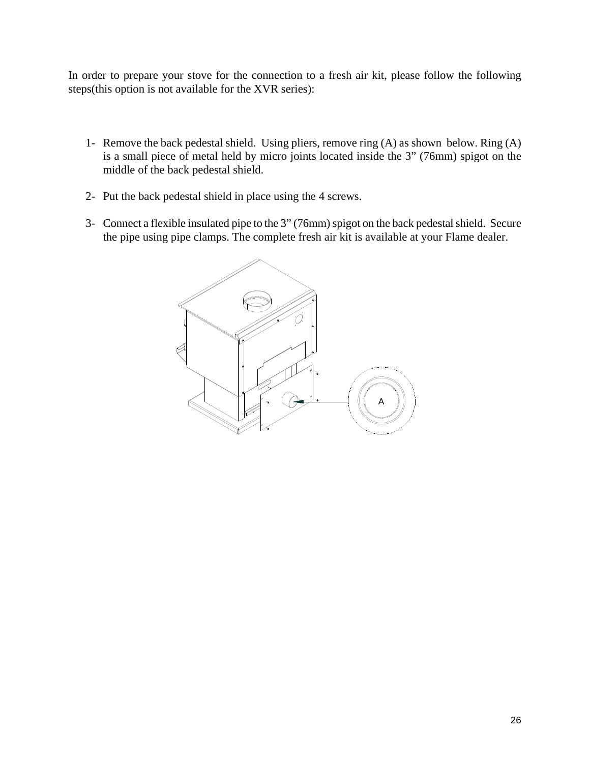In order to prepare your stove for the connection to a fresh air kit, please follow the following steps(this option is not available for the XVR series):

1- Remove the back pedestal shield. Using pliers, remove ring (A) as shown below. Ring (A) is a small piece of metal held by micro joints located inside the 3” (76mm) spigot on the middle of the back pedestal shield.

2- Put the back pedestal shield in place using the 4 screws.

3- Connect a flexible insulated pipe to the 3” (76mm) spigot on the back pedestal shield. Secure the pipe using pipe clamps. The complete fresh air kit is available at your Flame dealer.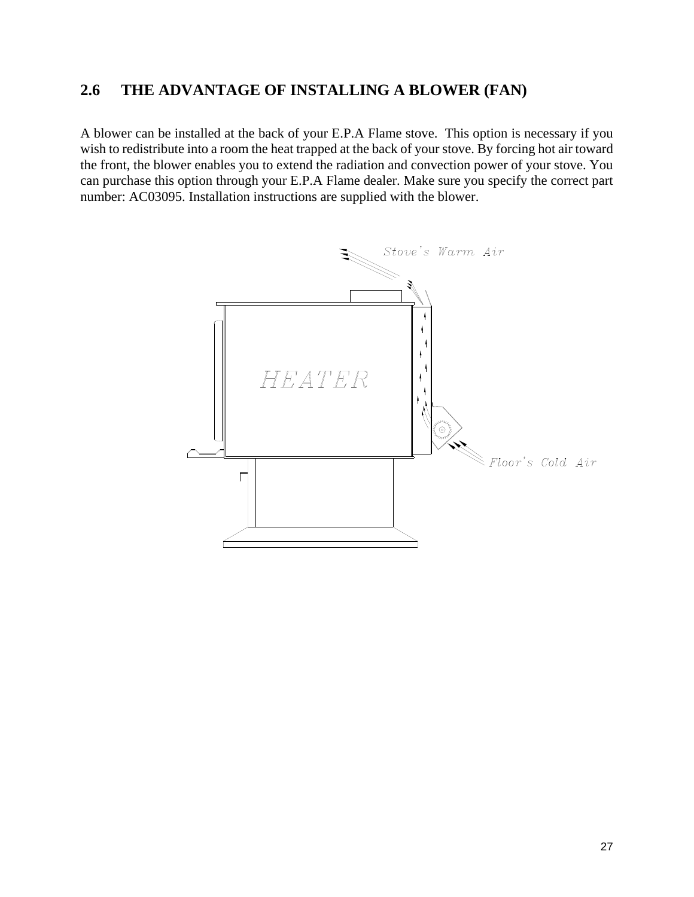## 2.6 THE ADVANTAGE OF INSTALLING A BLOWER (FAN)

A blower can be installed at the back of your E.P.A Flame stove. This option is necessary if you wish to redistribute into a room the heat trapped at the back of your stove. By forcing hot air toward the front, the blower enables you to extend the radiation and convection power of your stove. You can purchase this option through your E.P.A Flame dealer. Make sure you specify the correct part number: AC03095. Installation instructions are supplied with the blower.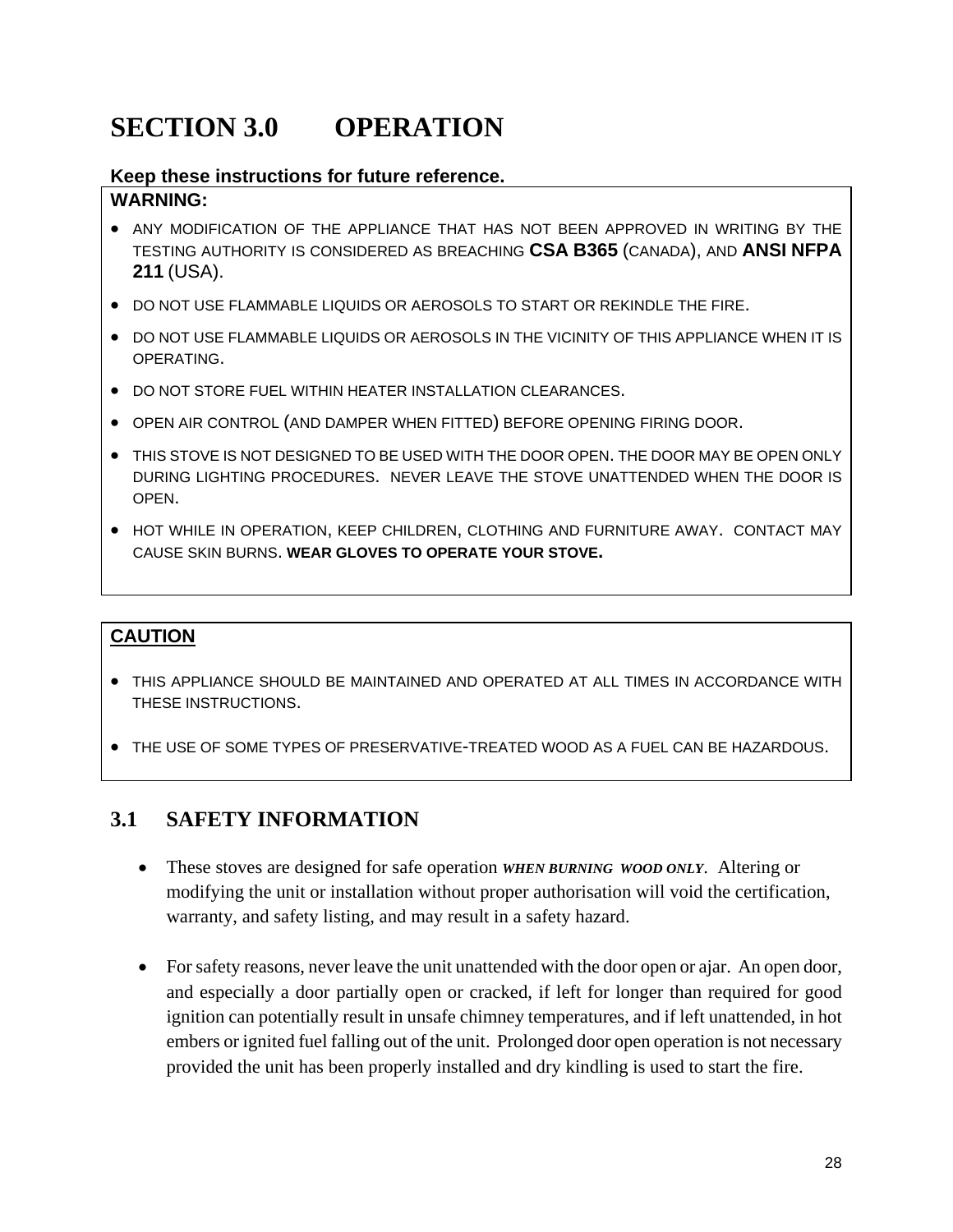# SECTION 3.0 OPERATION

**Keep these instructions for future reference.**

**WARNING:**

- ANY MODIFICATION OF THE APPLIANCE THAT HAS NOT BEEN APPROVED IN WRITING BY THE TESTING AUTHORITY IS CONSIDERED AS BREACHING **CSA B365** (CANADA), AND **ANSI NFPA 211** (USA).
- DO NOT USE FLAMMABLE LIQUIDS OR AEROSOLS TO START OR REKINDLE THE FIRE.
- DO NOT USE FLAMMABLE LIQUIDS OR AEROSOLS IN THE VICINITY OF THIS APPLIANCE WHEN IT IS OPERATING.
- DO NOT STORE FUEL WITHIN HEATER INSTALLATION CLEARANCES.
- OPEN AIR CONTROL (AND DAMPER WHEN FITTED) BEFORE OPENING FIRING DOOR.
- THIS STOVE IS NOT DESIGNED TO BE USED WITH THE DOOR OPEN. THE DOOR MAY BE OPEN ONLY DURING LIGHTING PROCEDURES. NEVER LEAVE THE STOVE UNATTENDED WHEN THE DOOR IS OPEN.
- HOT WHILE IN OPERATION, KEEP CHILDREN, CLOTHING AND FURNITURE AWAY. CONTACT MAY CAUSE SKIN BURNS. **WEAR GLOVES TO OPERATE YOUR STOVE.**

**CAUTION**

- THIS APPLIANCE SHOULD BE MAINTAINED AND OPERATED AT ALL TIMES IN ACCORDANCE WITH THESE INSTRUCTIONS.
- THE USE OF SOME TYPES OF PRESERVATIVE-TREATED WOOD AS A FUEL CAN BE HAZARDOUS.

## 3.1 SAFETY INFORMATION

- These stoves are designed for safe operation ***WHEN BURNING WOOD ONLY***. Altering or modifying the unit or installation without proper authorisation will void the certification, warranty, and safety listing, and may result in a safety hazard.
- For safety reasons, never leave the unit unattended with the door open or ajar. An open door, and especially a door partially open or cracked, if left for longer than required for good ignition can potentially result in unsafe chimney temperatures, and if left unattended, in hot embers or ignited fuel falling out of the unit. Prolonged door open operation is not necessary provided the unit has been properly installed and dry kindling is used to start the fire.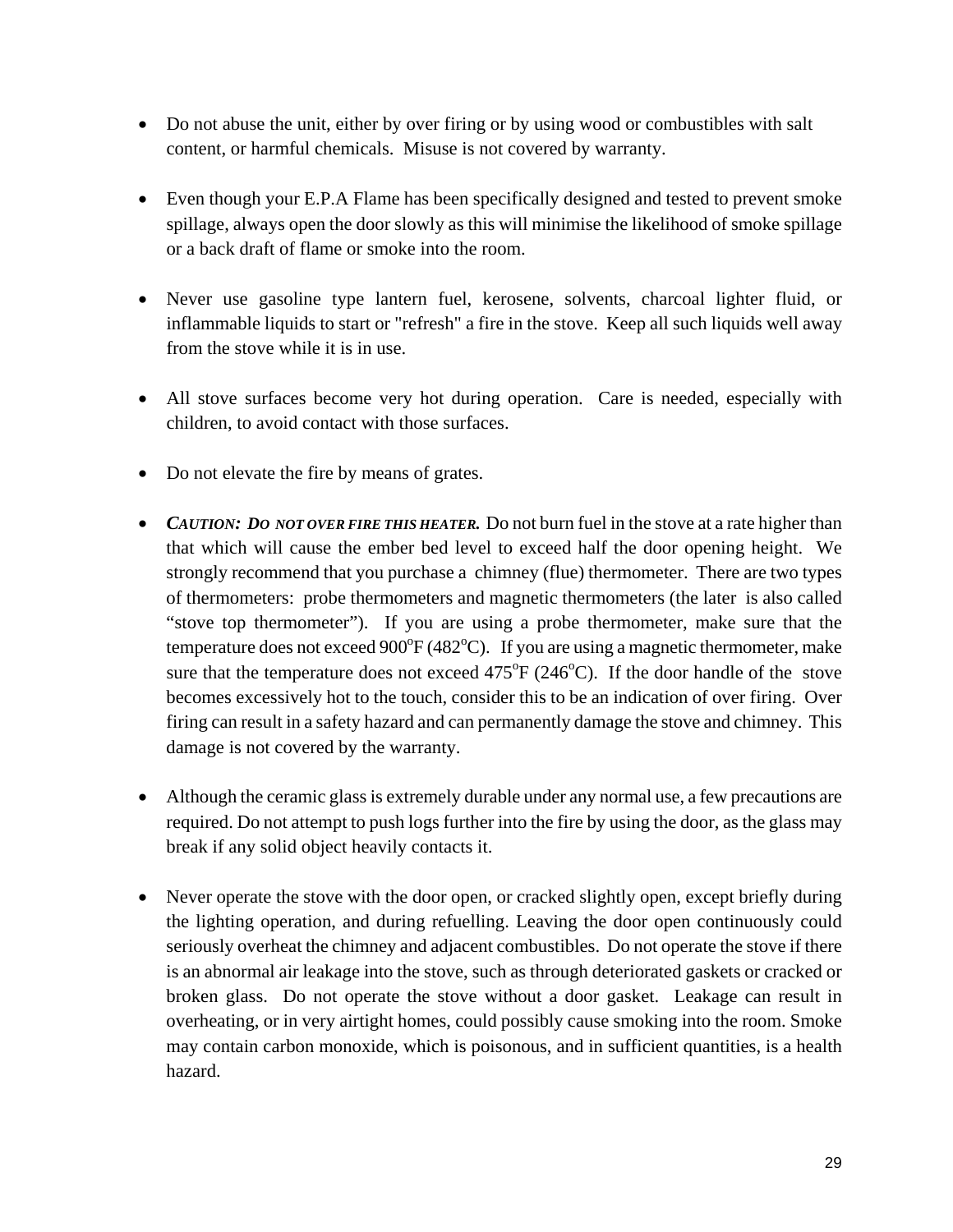- Do not abuse the unit, either by over firing or by using wood or combustibles with salt content, or harmful chemicals. Misuse is not covered by warranty.

- Even though your E.P.A Flame has been specifically designed and tested to prevent smoke spillage, always open the door slowly as this will minimise the likelihood of smoke spillage or a back draft of flame or smoke into the room.

- Never use gasoline type lantern fuel, kerosene, solvents, charcoal lighter fluid, or inflammable liquids to start or "refresh" a fire in the stove. Keep all such liquids well away from the stove while it is in use.

- All stove surfaces become very hot during operation. Care is needed, especially with children, to avoid contact with those surfaces.

- Do not elevate the fire by means of grates.

- ***CAUTION: DO NOT OVER FIRE THIS HEATER.*** Do not burn fuel in the stove at a rate higher than that which will cause the ember bed level to exceed half the door opening height. We strongly recommend that you purchase a chimney (flue) thermometer. There are two types of thermometers: probe thermometers and magnetic thermometers (the later is also called "stove top thermometer"). If you are using a probe thermometer, make sure that the temperature does not exceed 900$^{o}$F (482$^{o}$C). If you are using a magnetic thermometer, make sure that the temperature does not exceed 475$^{o}$F (246$^{o}$C). If the door handle of the stove becomes excessively hot to the touch, consider this to be an indication of over firing. Over firing can result in a safety hazard and can permanently damage the stove and chimney. This damage is not covered by the warranty.

- Although the ceramic glass is extremely durable under any normal use, a few precautions are required. Do not attempt to push logs further into the fire by using the door, as the glass may break if any solid object heavily contacts it.

- Never operate the stove with the door open, or cracked slightly open, except briefly during the lighting operation, and during refuelling. Leaving the door open continuously could seriously overheat the chimney and adjacent combustibles. Do not operate the stove if there is an abnormal air leakage into the stove, such as through deteriorated gaskets or cracked or broken glass. Do not operate the stove without a door gasket. Leakage can result in overheating, or in very airtight homes, could possibly cause smoking into the room. Smoke may contain carbon monoxide, which is poisonous, and in sufficient quantities, is a health hazard.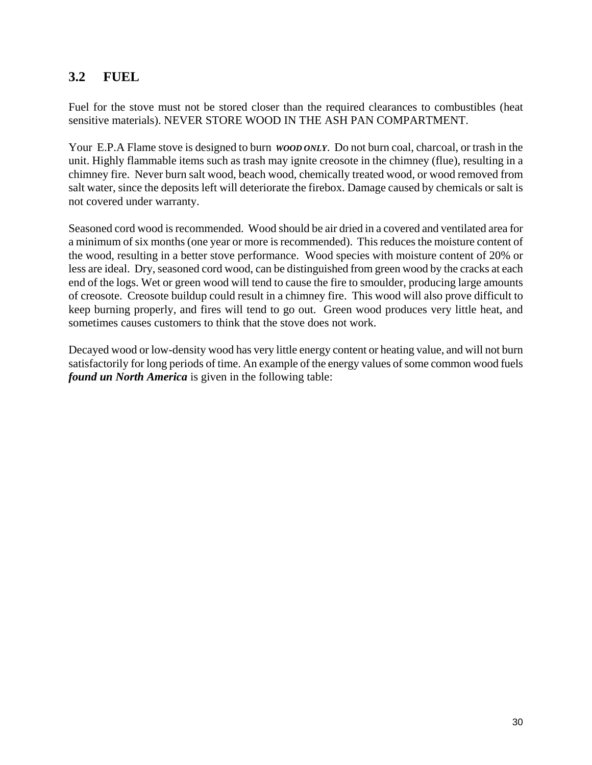## 3.2 FUEL

Fuel for the stove must not be stored closer than the required clearances to combustibles (heat sensitive materials). NEVER STORE WOOD IN THE ASH PAN COMPARTMENT.

Your E.P.A Flame stove is designed to burn ***WOOD ONLY***. Do not burn coal, charcoal, or trash in the unit. Highly flammable items such as trash may ignite creosote in the chimney (flue), resulting in a chimney fire. Never burn salt wood, beach wood, chemically treated wood, or wood removed from salt water, since the deposits left will deteriorate the firebox. Damage caused by chemicals or salt is not covered under warranty.

Seasoned cord wood is recommended. Wood should be air dried in a covered and ventilated area for a minimum of six months (one year or more is recommended). This reduces the moisture content of the wood, resulting in a better stove performance. Wood species with moisture content of 20% or less are ideal. Dry, seasoned cord wood, can be distinguished from green wood by the cracks at each end of the logs. Wet or green wood will tend to cause the fire to smoulder, producing large amounts of creosote. Creosote buildup could result in a chimney fire. This wood will also prove difficult to keep burning properly, and fires will tend to go out. Green wood produces very little heat, and sometimes causes customers to think that the stove does not work.

Decayed wood or low-density wood has very little energy content or heating value, and will not burn satisfactorily for long periods of time. An example of the energy values of some common wood fuels ***found un North America*** is given in the following table: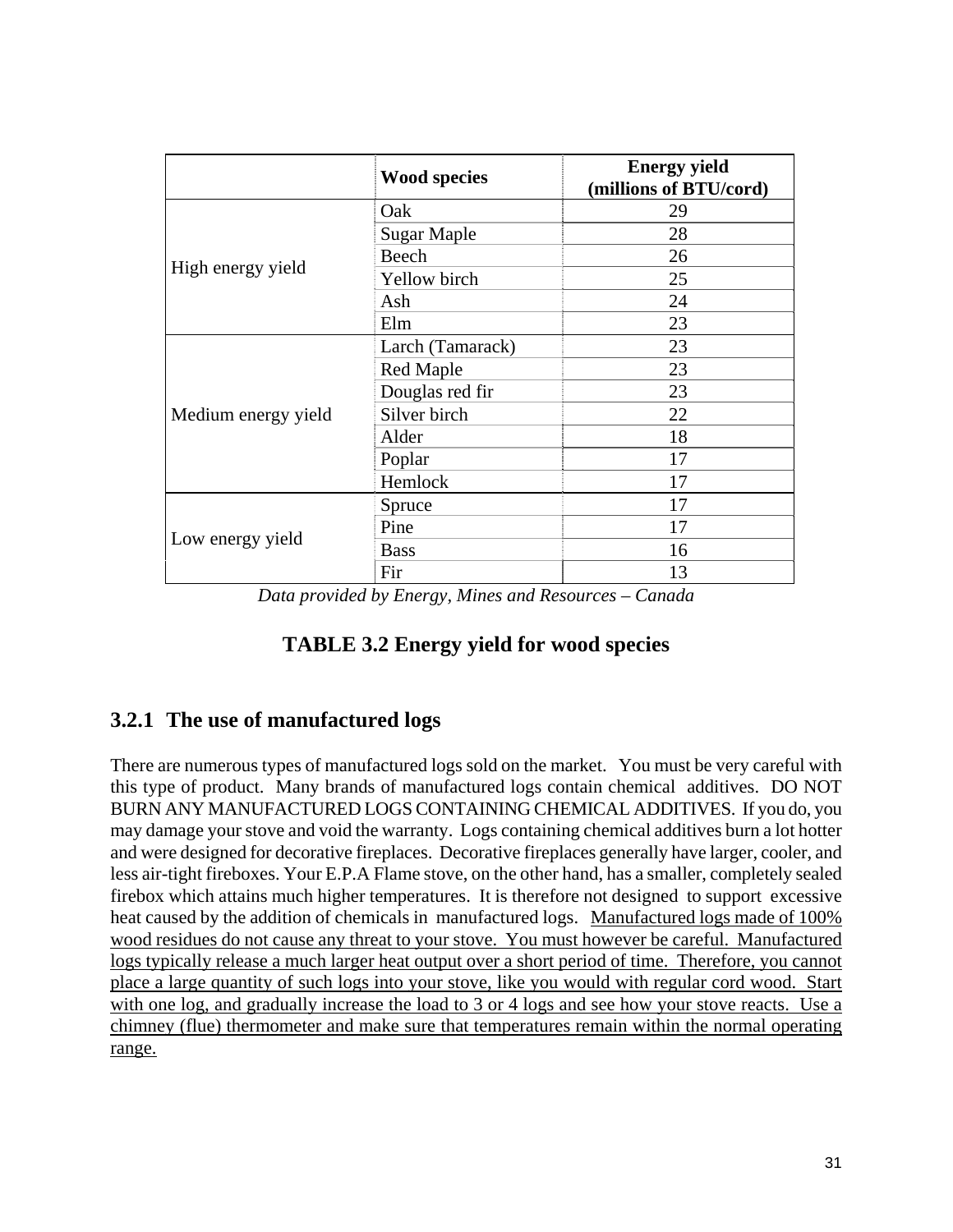| | Wood species | Energy yield (millions of BTU/cord) |
|---|---|---|
| High energy yield | Oak | 29 |
| | Sugar Maple | 28 |
| | Beech | 26 |
| | Yellow birch | 25 |
| | Ash | 24 |
| | Elm | 23 |
| Medium energy yield | Larch (Tamarack) | 23 |
| | Red Maple | 23 |
| | Douglas red fir | 23 |
| | Silver birch | 22 |
| | Alder | 18 |
| | Poplar | 17 |
| | Hemlock | 17 |
| Low energy yield | Spruce | 17 |
| | Pine | 17 |
| | Bass | 16 |
| | Fir | 13 |

*Data provided by Energy, Mines and Resources – Canada*

**TABLE 3.2 Energy yield for wood species**

### 3.2.1 The use of manufactured logs

There are numerous types of manufactured logs sold on the market. You must be very careful with this type of product. Many brands of manufactured logs contain chemical additives. DO NOT BURN ANY MANUFACTURED LOGS CONTAINING CHEMICAL ADDITIVES. If you do, you may damage your stove and void the warranty. Logs containing chemical additives burn a lot hotter and were designed for decorative fireplaces. Decorative fireplaces generally have larger, cooler, and less air-tight fireboxes. Your E.P.A Flame stove, on the other hand, has a smaller, completely sealed firebox which attains much higher temperatures. It is therefore not designed to support excessive heat caused by the addition of chemicals in manufactured logs. <u>Manufactured logs made of 100% wood residues do not cause any threat to your stove. You must however be careful. Manufactured logs typically release a much larger heat output over a short period of time. Therefore, you cannot place a large quantity of such logs into your stove, like you would with regular cord wood. Start with one log, and gradually increase the load to 3 or 4 logs and see how your stove reacts. Use a chimney (flue) thermometer and make sure that temperatures remain within the normal operating range.</u>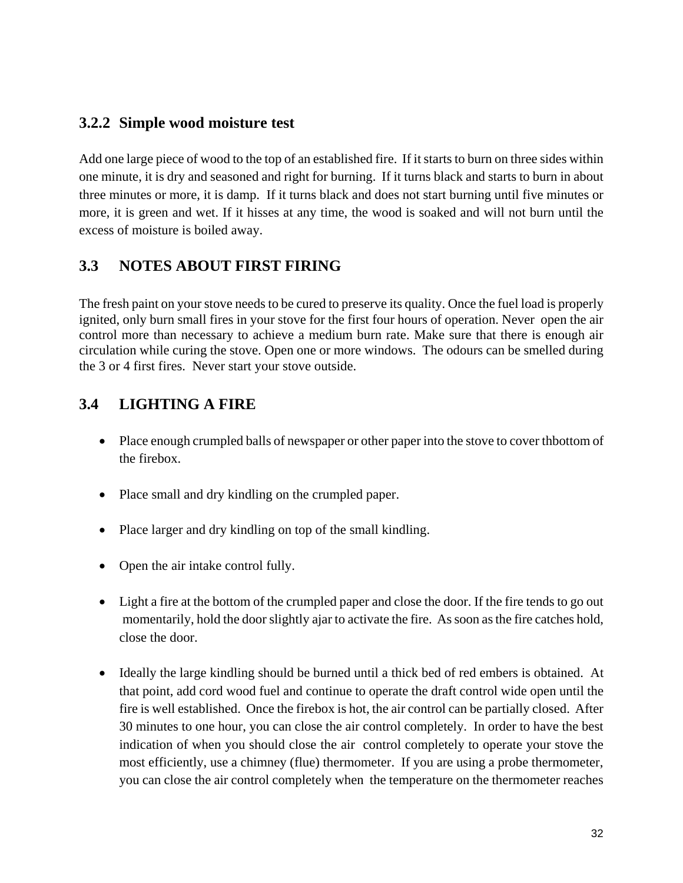### 3.2.2 Simple wood moisture test

Add one large piece of wood to the top of an established fire. If it starts to burn on three sides within one minute, it is dry and seasoned and right for burning. If it turns black and starts to burn in about three minutes or more, it is damp. If it turns black and does not start burning until five minutes or more, it is green and wet. If it hisses at any time, the wood is soaked and will not burn until the excess of moisture is boiled away.

## 3.3 NOTES ABOUT FIRST FIRING

The fresh paint on your stove needs to be cured to preserve its quality. Once the fuel load is properly ignited, only burn small fires in your stove for the first four hours of operation. Never open the air control more than necessary to achieve a medium burn rate. Make sure that there is enough air circulation while curing the stove. Open one or more windows. The odours can be smelled during the 3 or 4 first fires. Never start your stove outside.

## 3.4 LIGHTING A FIRE

- Place enough crumpled balls of newspaper or other paper into the stove to cover thbottom of the firebox.
- Place small and dry kindling on the crumpled paper.
- Place larger and dry kindling on top of the small kindling.
- Open the air intake control fully.
- Light a fire at the bottom of the crumpled paper and close the door. If the fire tends to go out momentarily, hold the door slightly ajar to activate the fire. As soon as the fire catches hold, close the door.
- Ideally the large kindling should be burned until a thick bed of red embers is obtained. At that point, add cord wood fuel and continue to operate the draft control wide open until the fire is well established. Once the firebox is hot, the air control can be partially closed. After 30 minutes to one hour, you can close the air control completely. In order to have the best indication of when you should close the air control completely to operate your stove the most efficiently, use a chimney (flue) thermometer. If you are using a probe thermometer, you can close the air control completely when the temperature on the thermometer reaches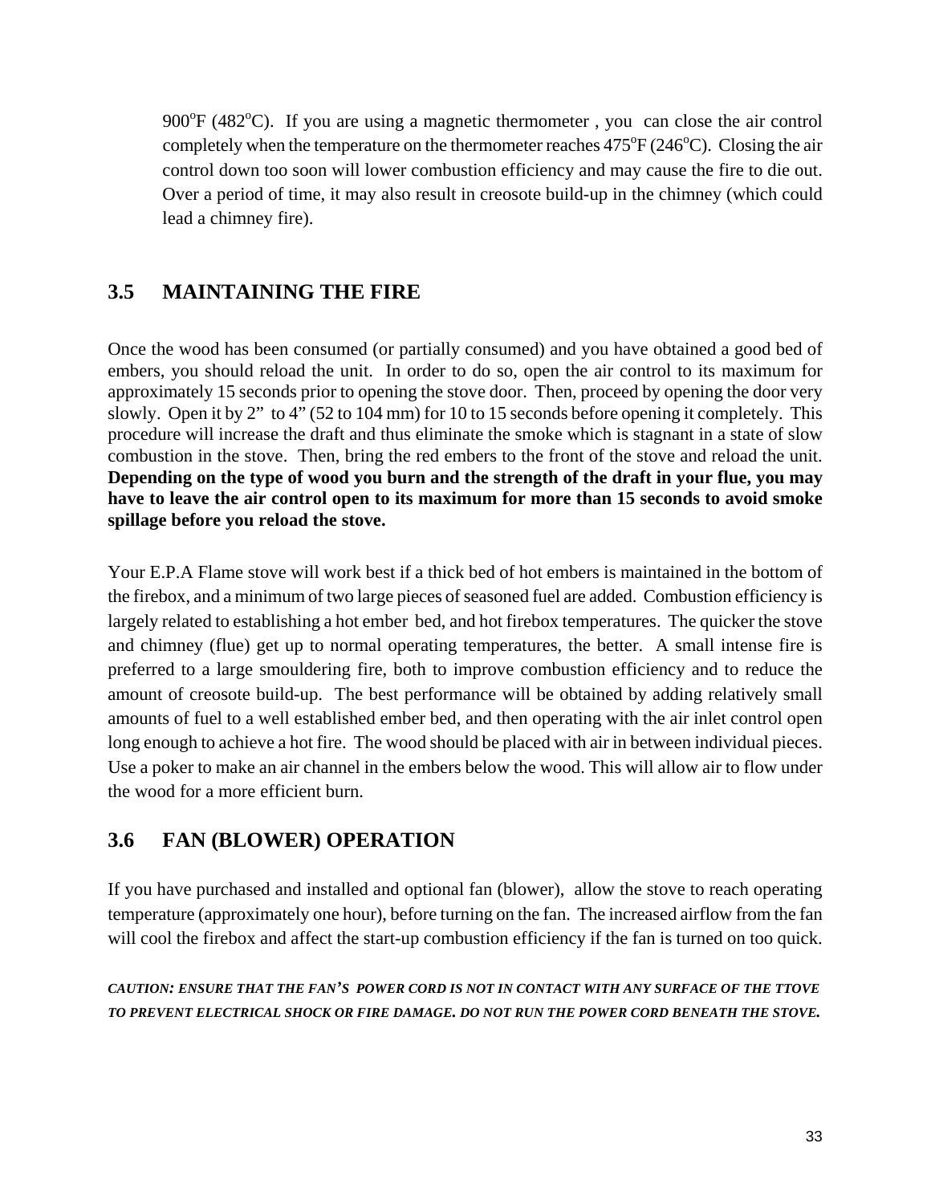900°F (482°C). If you are using a magnetic thermometer , you can close the air control completely when the temperature on the thermometer reaches 475°F (246°C). Closing the air control down too soon will lower combustion efficiency and may cause the fire to die out. Over a period of time, it may also result in creosote build-up in the chimney (which could lead a chimney fire).

## 3.5 MAINTAINING THE FIRE

Once the wood has been consumed (or partially consumed) and you have obtained a good bed of embers, you should reload the unit. In order to do so, open the air control to its maximum for approximately 15 seconds prior to opening the stove door. Then, proceed by opening the door very slowly. Open it by 2" to 4" (52 to 104 mm) for 10 to 15 seconds before opening it completely. This procedure will increase the draft and thus eliminate the smoke which is stagnant in a state of slow combustion in the stove. Then, bring the red embers to the front of the stove and reload the unit. **Depending on the type of wood you burn and the strength of the draft in your flue, you may have to leave the air control open to its maximum for more than 15 seconds to avoid smoke spillage before you reload the stove.**

Your E.P.A Flame stove will work best if a thick bed of hot embers is maintained in the bottom of the firebox, and a minimum of two large pieces of seasoned fuel are added. Combustion efficiency is largely related to establishing a hot ember bed, and hot firebox temperatures. The quicker the stove and chimney (flue) get up to normal operating temperatures, the better. A small intense fire is preferred to a large smouldering fire, both to improve combustion efficiency and to reduce the amount of creosote build-up. The best performance will be obtained by adding relatively small amounts of fuel to a well established ember bed, and then operating with the air inlet control open long enough to achieve a hot fire. The wood should be placed with air in between individual pieces. Use a poker to make an air channel in the embers below the wood. This will allow air to flow under the wood for a more efficient burn.

## 3.6 FAN (BLOWER) OPERATION

If you have purchased and installed and optional fan (blower), allow the stove to reach operating temperature (approximately one hour), before turning on the fan. The increased airflow from the fan will cool the firebox and affect the start-up combustion efficiency if the fan is turned on too quick.

***CAUTION: ENSURE THAT THE FAN'S POWER CORD IS NOT IN CONTACT WITH ANY SURFACE OF THE TTOVE TO PREVENT ELECTRICAL SHOCK OR FIRE DAMAGE. DO NOT RUN THE POWER CORD BENEATH THE STOVE.***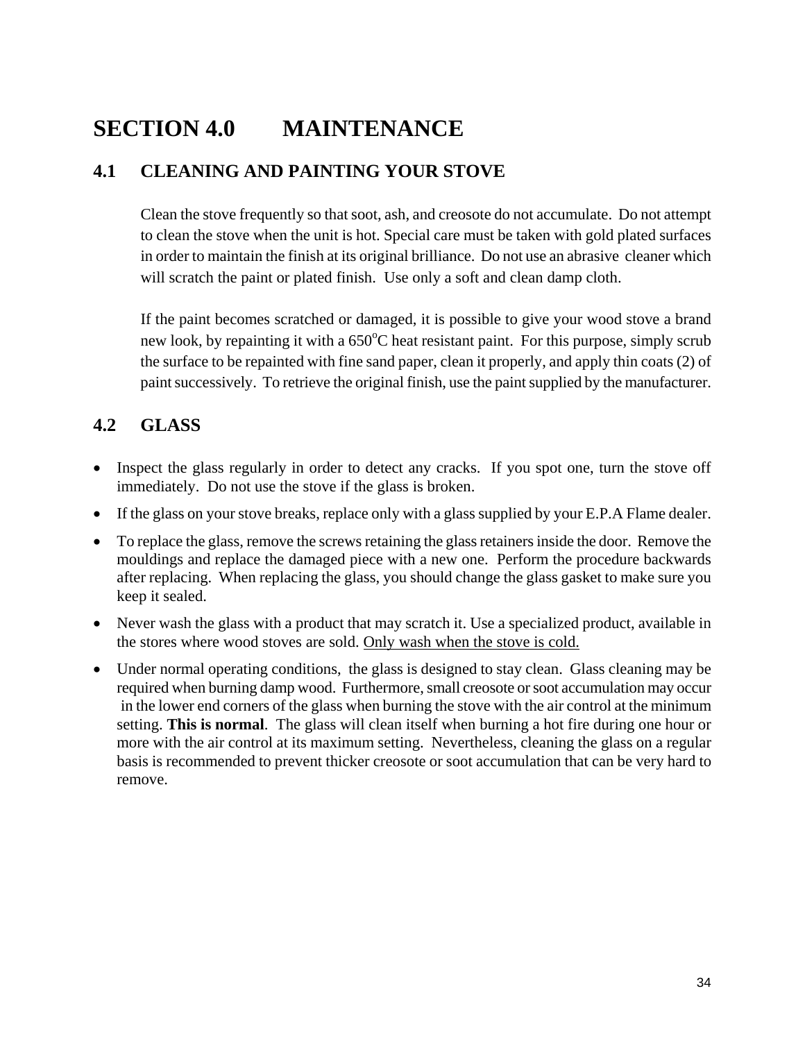# SECTION 4.0 MAINTENANCE

## 4.1 CLEANING AND PAINTING YOUR STOVE

Clean the stove frequently so that soot, ash, and creosote do not accumulate. Do not attempt to clean the stove when the unit is hot. Special care must be taken with gold plated surfaces in order to maintain the finish at its original brilliance. Do not use an abrasive cleaner which will scratch the paint or plated finish. Use only a soft and clean damp cloth.

If the paint becomes scratched or damaged, it is possible to give your wood stove a brand new look, by repainting it with a 650°C heat resistant paint. For this purpose, simply scrub the surface to be repainted with fine sand paper, clean it properly, and apply thin coats (2) of paint successively. To retrieve the original finish, use the paint supplied by the manufacturer.

## 4.2 GLASS

- Inspect the glass regularly in order to detect any cracks. If you spot one, turn the stove off immediately. Do not use the stove if the glass is broken.
- If the glass on your stove breaks, replace only with a glass supplied by your E.P.A Flame dealer.
- To replace the glass, remove the screws retaining the glass retainers inside the door. Remove the mouldings and replace the damaged piece with a new one. Perform the procedure backwards after replacing. When replacing the glass, you should change the glass gasket to make sure you keep it sealed.
- Never wash the glass with a product that may scratch it. Use a specialized product, available in the stores where wood stoves are sold. <u>Only wash when the stove is cold.</u>
- Under normal operating conditions, the glass is designed to stay clean. Glass cleaning may be required when burning damp wood. Furthermore, small creosote or soot accumulation may occur in the lower end corners of the glass when burning the stove with the air control at the minimum setting. **This is normal**. The glass will clean itself when burning a hot fire during one hour or more with the air control at its maximum setting. Nevertheless, cleaning the glass on a regular basis is recommended to prevent thicker creosote or soot accumulation that can be very hard to remove.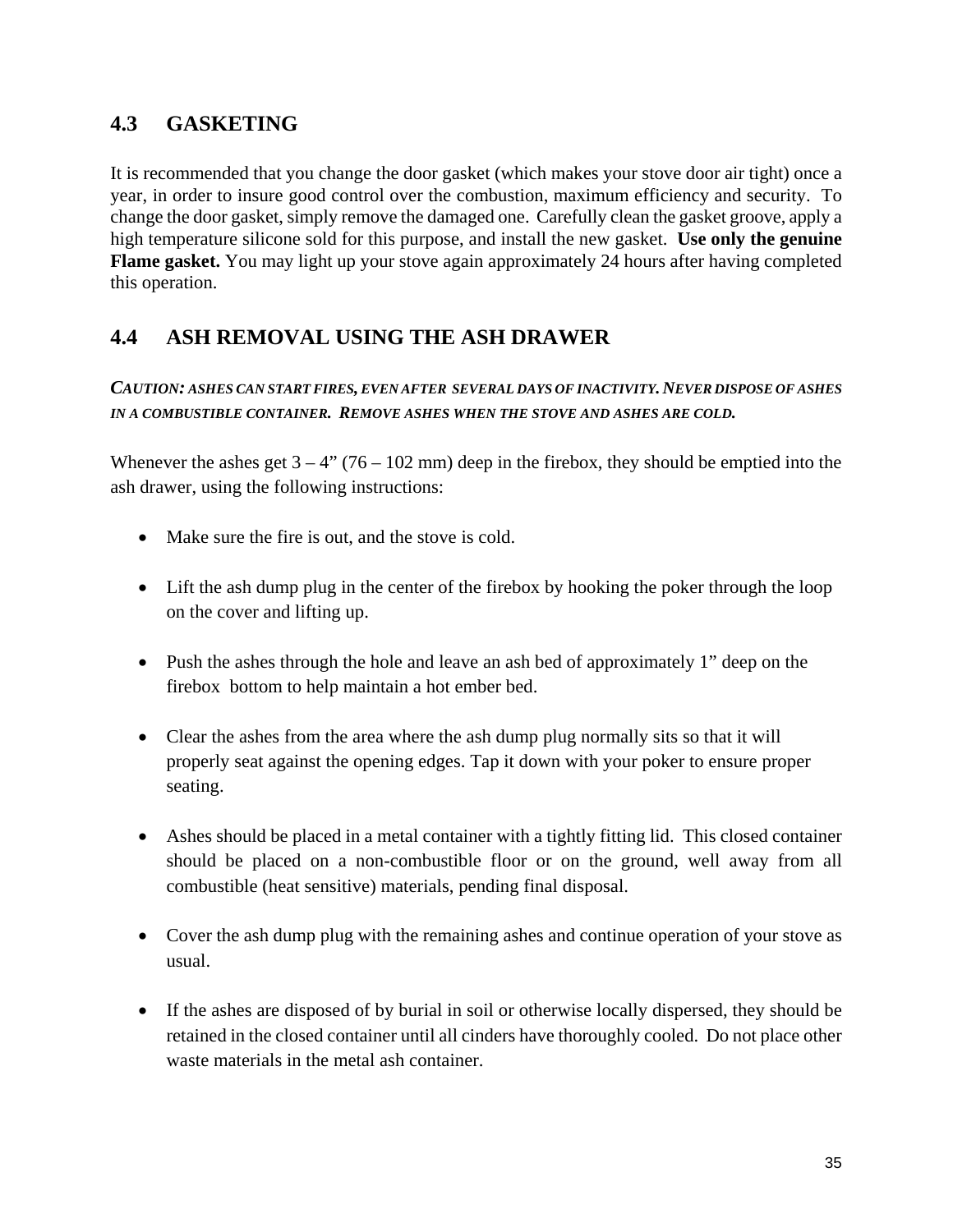## 4.3 GASKETING

It is recommended that you change the door gasket (which makes your stove door air tight) once a year, in order to insure good control over the combustion, maximum efficiency and security. To change the door gasket, simply remove the damaged one. Carefully clean the gasket groove, apply a high temperature silicone sold for this purpose, and install the new gasket. **Use only the genuine Flame gasket.** You may light up your stove again approximately 24 hours after having completed this operation.

## 4.4 ASH REMOVAL USING THE ASH DRAWER

***CAUTION: ASHES CAN START FIRES, EVEN AFTER SEVERAL DAYS OF INACTIVITY. NEVER DISPOSE OF ASHES IN A COMBUSTIBLE CONTAINER. REMOVE ASHES WHEN THE STOVE AND ASHES ARE COLD.***

Whenever the ashes get 3 – 4” (76 – 102 mm) deep in the firebox, they should be emptied into the ash drawer, using the following instructions:

- Make sure the fire is out, and the stove is cold.
- Lift the ash dump plug in the center of the firebox by hooking the poker through the loop on the cover and lifting up.
- Push the ashes through the hole and leave an ash bed of approximately 1” deep on the firebox bottom to help maintain a hot ember bed.
- Clear the ashes from the area where the ash dump plug normally sits so that it will properly seat against the opening edges. Tap it down with your poker to ensure proper seating.
- Ashes should be placed in a metal container with a tightly fitting lid. This closed container should be placed on a non-combustible floor or on the ground, well away from all combustible (heat sensitive) materials, pending final disposal.
- Cover the ash dump plug with the remaining ashes and continue operation of your stove as usual.
- If the ashes are disposed of by burial in soil or otherwise locally dispersed, they should be retained in the closed container until all cinders have thoroughly cooled. Do not place other waste materials in the metal ash container.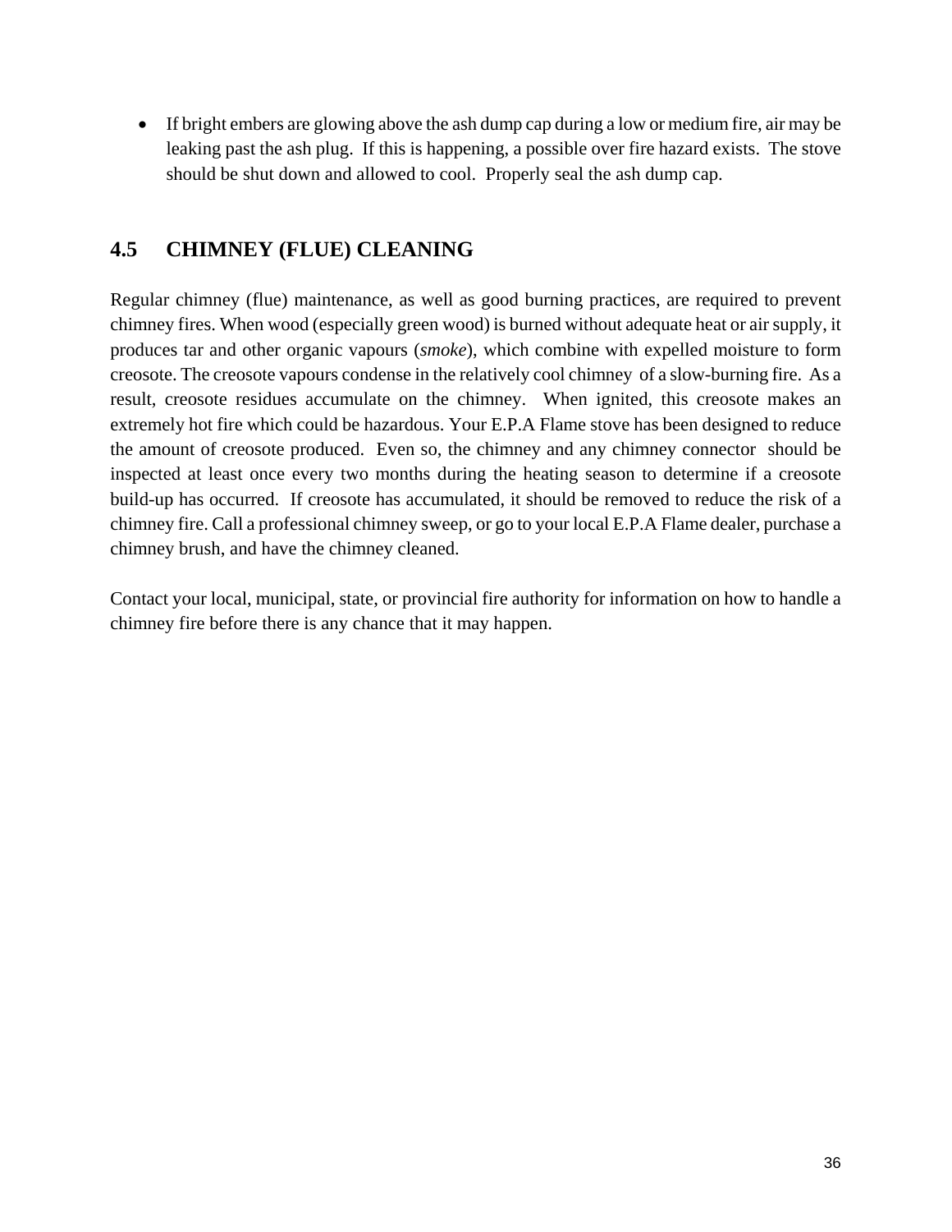- If bright embers are glowing above the ash dump cap during a low or medium fire, air may be leaking past the ash plug. If this is happening, a possible over fire hazard exists. The stove should be shut down and allowed to cool. Properly seal the ash dump cap.

## 4.5 CHIMNEY (FLUE) CLEANING

Regular chimney (flue) maintenance, as well as good burning practices, are required to prevent chimney fires. When wood (especially green wood) is burned without adequate heat or air supply, it produces tar and other organic vapours (*smoke*), which combine with expelled moisture to form creosote. The creosote vapours condense in the relatively cool chimney of a slow-burning fire. As a result, creosote residues accumulate on the chimney. When ignited, this creosote makes an extremely hot fire which could be hazardous. Your E.P.A Flame stove has been designed to reduce the amount of creosote produced. Even so, the chimney and any chimney connector should be inspected at least once every two months during the heating season to determine if a creosote build-up has occurred. If creosote has accumulated, it should be removed to reduce the risk of a chimney fire. Call a professional chimney sweep, or go to your local E.P.A Flame dealer, purchase a chimney brush, and have the chimney cleaned.

Contact your local, municipal, state, or provincial fire authority for information on how to handle a chimney fire before there is any chance that it may happen.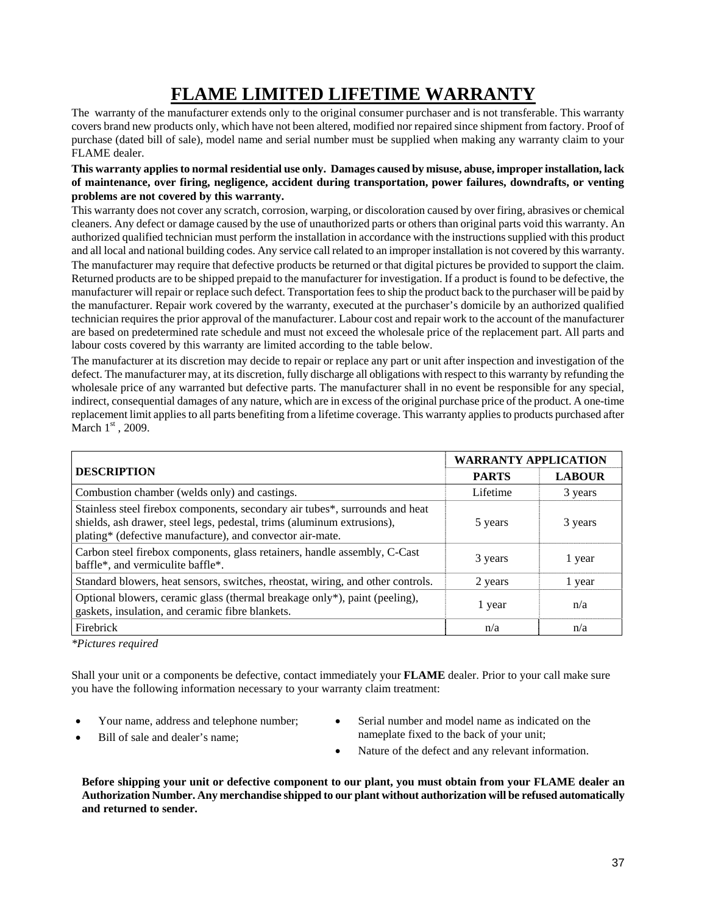# FLAME LIMITED LIFETIME WARRANTY

The warranty of the manufacturer extends only to the original consumer purchaser and is not transferable. This warranty covers brand new products only, which have not been altered, modified nor repaired since shipment from factory. Proof of purchase (dated bill of sale), model name and serial number must be supplied when making any warranty claim to your FLAME dealer.

**This warranty applies to normal residential use only. Damages caused by misuse, abuse, improper installation, lack of maintenance, over firing, negligence, accident during transportation, power failures, downdrafts, or venting problems are not covered by this warranty.**

This warranty does not cover any scratch, corrosion, warping, or discoloration caused by over firing, abrasives or chemical cleaners. Any defect or damage caused by the use of unauthorized parts or others than original parts void this warranty. An authorized qualified technician must perform the installation in accordance with the instructions supplied with this product and all local and national building codes. Any service call related to an improper installation is not covered by this warranty.

The manufacturer may require that defective products be returned or that digital pictures be provided to support the claim. Returned products are to be shipped prepaid to the manufacturer for investigation. If a product is found to be defective, the manufacturer will repair or replace such defect. Transportation fees to ship the product back to the purchaser will be paid by the manufacturer. Repair work covered by the warranty, executed at the purchaser's domicile by an authorized qualified technician requires the prior approval of the manufacturer. Labour cost and repair work to the account of the manufacturer are based on predetermined rate schedule and must not exceed the wholesale price of the replacement part. All parts and labour costs covered by this warranty are limited according to the table below.

The manufacturer at its discretion may decide to repair or replace any part or unit after inspection and investigation of the defect. The manufacturer may, at its discretion, fully discharge all obligations with respect to this warranty by refunding the wholesale price of any warranted but defective parts. The manufacturer shall in no event be responsible for any special, indirect, consequential damages of any nature, which are in excess of the original purchase price of the product. A one-time replacement limit applies to all parts benefiting from a lifetime coverage. This warranty applies to products purchased after March 1st , 2009.

| DESCRIPTION | WARRANTY APPLICATION | |
|---|---|---|
| | PARTS | LABOUR |
| Combustion chamber (welds only) and castings. | Lifetime | 3 years |
| Stainless steel firebox components, secondary air tubes*, surrounds and heat shields, ash drawer, steel legs, pedestal, trims (aluminum extrusions), plating* (defective manufacture), and convector air-mate. | 5 years | 3 years |
| Carbon steel firebox components, glass retainers, handle assembly, C-Cast baffle*, and vermiculite baffle*. | 3 years | 1 year |
| Standard blowers, heat sensors, switches, rheostat, wiring, and other controls. | 2 years | 1 year |
| Optional blowers, ceramic glass (thermal breakage only*), paint (peeling), gaskets, insulation, and ceramic fibre blankets. | 1 year | n/a |
| Firebrick | n/a | n/a |

*\*Pictures required*

Shall your unit or a components be defective, contact immediately your **FLAME** dealer. Prior to your call make sure you have the following information necessary to your warranty claim treatment:

- Your name, address and telephone number;
- Bill of sale and dealer's name;
- Serial number and model name as indicated on the nameplate fixed to the back of your unit;
- Nature of the defect and any relevant information.

**Before shipping your unit or defective component to our plant, you must obtain from your FLAME dealer an Authorization Number. Any merchandise shipped to our plant without authorization will be refused automatically and returned to sender.**